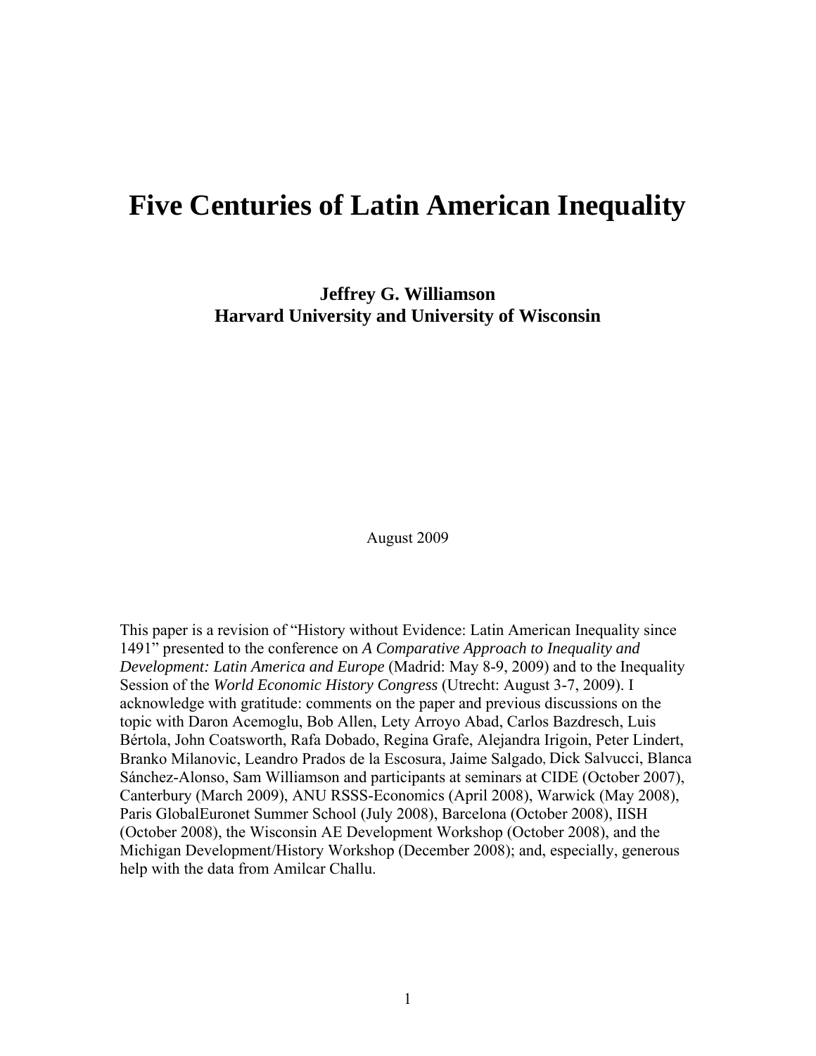# Five Centuries of Latin American Inequality

**Jeffrey G. Williamson**
**Harvard University and University of Wisconsin**

August 2009

This paper is a revision of "History without Evidence: Latin American Inequality since 1491" presented to the conference on *A Comparative Approach to Inequality and Development: Latin America and Europe* (Madrid: May 8-9, 2009) and to the Inequality Session of the *World Economic History Congress* (Utrecht: August 3-7, 2009). I acknowledge with gratitude: comments on the paper and previous discussions on the topic with Daron Acemoglu, Bob Allen, Lety Arroyo Abad, Carlos Bazdresch, Luis Bértola, John Coatsworth, Rafa Dobado, Regina Grafe, Alejandra Irigoin, Peter Lindert, Branko Milanovic, Leandro Prados de la Escosura, Jaime Salgado, Dick Salvucci, Blanca Sánchez-Alonso, Sam Williamson and participants at seminars at CIDE (October 2007), Canterbury (March 2009), ANU RSSS-Economics (April 2008), Warwick (May 2008), Paris GlobalEuronet Summer School (July 2008), Barcelona (October 2008), IISH (October 2008), the Wisconsin AE Development Workshop (October 2008), and the Michigan Development/History Workshop (December 2008); and, especially, generous help with the data from Amilcar Challu.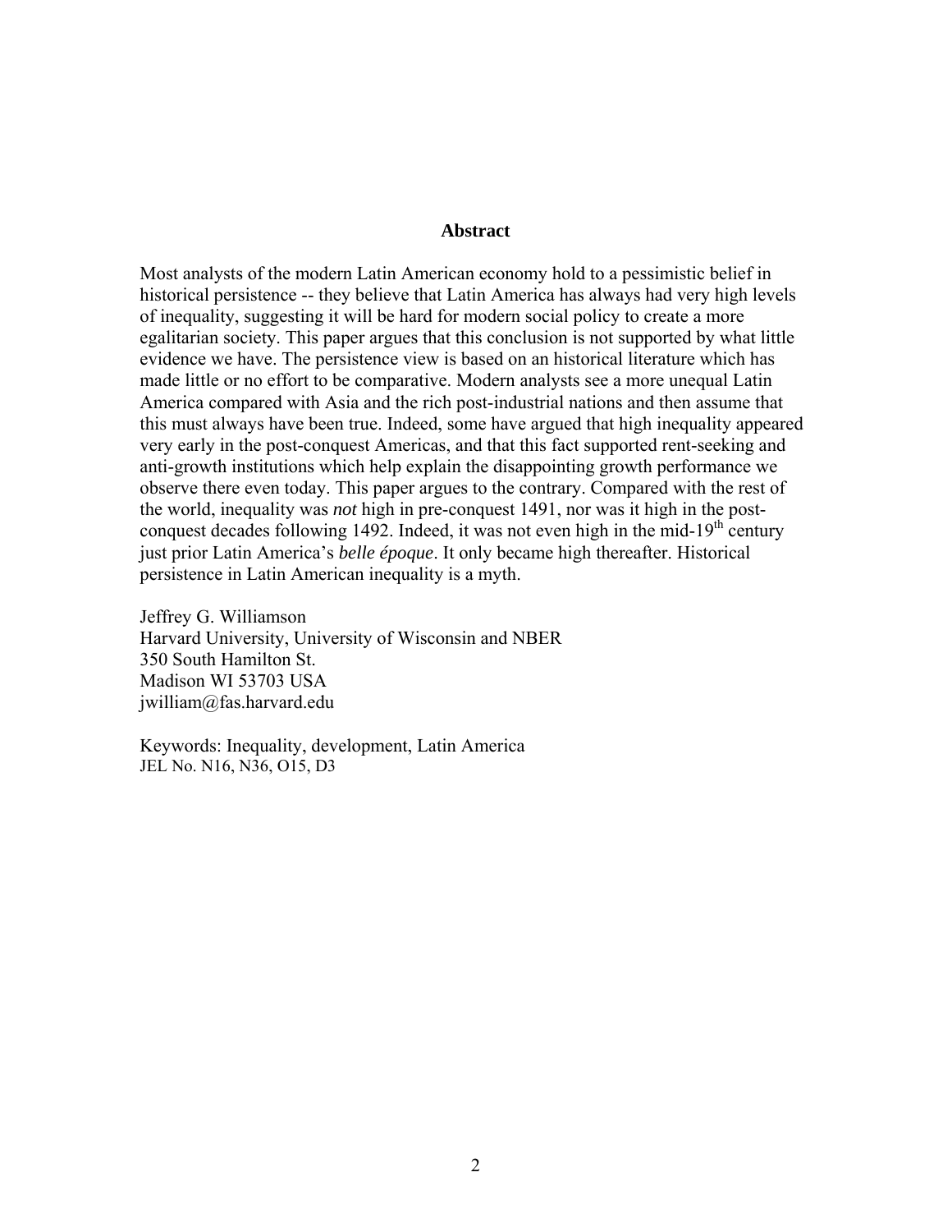## Abstract

Most analysts of the modern Latin American economy hold to a pessimistic belief in historical persistence -- they believe that Latin America has always had very high levels of inequality, suggesting it will be hard for modern social policy to create a more egalitarian society. This paper argues that this conclusion is not supported by what little evidence we have. The persistence view is based on an historical literature which has made little or no effort to be comparative. Modern analysts see a more unequal Latin America compared with Asia and the rich post-industrial nations and then assume that this must always have been true. Indeed, some have argued that high inequality appeared very early in the post-conquest Americas, and that this fact supported rent-seeking and anti-growth institutions which help explain the disappointing growth performance we observe there even today. This paper argues to the contrary. Compared with the rest of the world, inequality was *not* high in pre-conquest 1491, nor was it high in the post-conquest decades following 1492. Indeed, it was not even high in the mid-19$^{th}$ century just prior Latin America's *belle époque*. It only became high thereafter. Historical persistence in Latin American inequality is a myth.

Jeffrey G. Williamson
Harvard University, University of Wisconsin and NBER
350 South Hamilton St.
Madison WI 53703 USA
jwilliam@fas.harvard.edu

Keywords: Inequality, development, Latin America
JEL No. N16, N36, O15, D3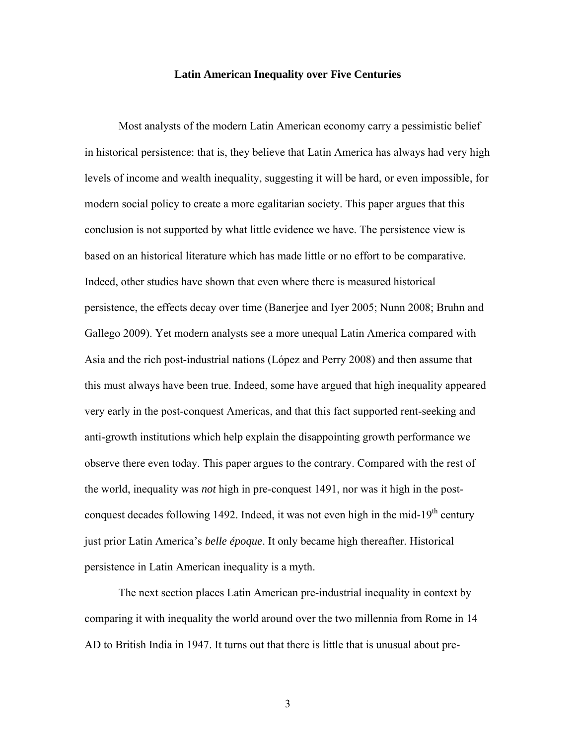**Latin American Inequality over Five Centuries**

Most analysts of the modern Latin American economy carry a pessimistic belief in historical persistence: that is, they believe that Latin America has always had very high levels of income and wealth inequality, suggesting it will be hard, or even impossible, for modern social policy to create a more egalitarian society. This paper argues that this conclusion is not supported by what little evidence we have. The persistence view is based on an historical literature which has made little or no effort to be comparative. Indeed, other studies have shown that even where there is measured historical persistence, the effects decay over time (Banerjee and Iyer 2005; Nunn 2008; Bruhn and Gallego 2009). Yet modern analysts see a more unequal Latin America compared with Asia and the rich post-industrial nations (López and Perry 2008) and then assume that this must always have been true. Indeed, some have argued that high inequality appeared very early in the post-conquest Americas, and that this fact supported rent-seeking and anti-growth institutions which help explain the disappointing growth performance we observe there even today. This paper argues to the contrary. Compared with the rest of the world, inequality was *not* high in pre-conquest 1491, nor was it high in the post-conquest decades following 1492. Indeed, it was not even high in the mid-19th century just prior Latin America's *belle époque*. It only became high thereafter. Historical persistence in Latin American inequality is a myth.

The next section places Latin American pre-industrial inequality in context by comparing it with inequality the world around over the two millennia from Rome in 14 AD to British India in 1947. It turns out that there is little that is unusual about pre-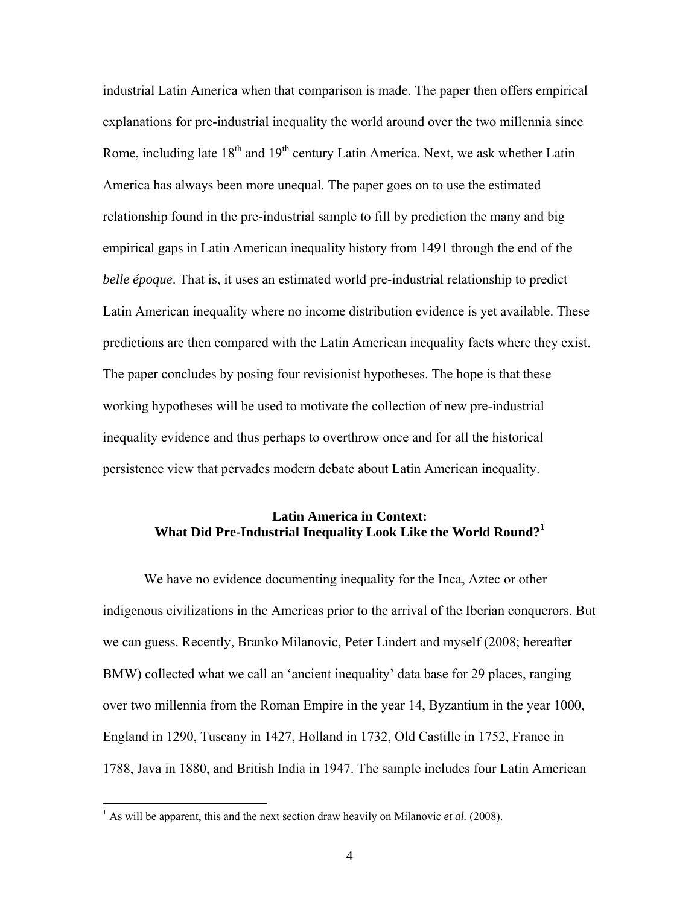industrial Latin America when that comparison is made. The paper then offers empirical explanations for pre-industrial inequality the world around over the two millennia since Rome, including late 18th and 19th century Latin America. Next, we ask whether Latin America has always been more unequal. The paper goes on to use the estimated relationship found in the pre-industrial sample to fill by prediction the many and big empirical gaps in Latin American inequality history from 1491 through the end of the *belle époque*. That is, it uses an estimated world pre-industrial relationship to predict Latin American inequality where no income distribution evidence is yet available. These predictions are then compared with the Latin American inequality facts where they exist. The paper concludes by posing four revisionist hypotheses. The hope is that these working hypotheses will be used to motivate the collection of new pre-industrial inequality evidence and thus perhaps to overthrow once and for all the historical persistence view that pervades modern debate about Latin American inequality.

## Latin America in Context: What Did Pre-Industrial Inequality Look Like the World Round?[1]

We have no evidence documenting inequality for the Inca, Aztec or other indigenous civilizations in the Americas prior to the arrival of the Iberian conquerors. But we can guess. Recently, Branko Milanovic, Peter Lindert and myself (2008; hereafter BMW) collected what we call an 'ancient inequality' data base for 29 places, ranging over two millennia from the Roman Empire in the year 14, Byzantium in the year 1000, England in 1290, Tuscany in 1427, Holland in 1732, Old Castille in 1752, France in 1788, Java in 1880, and British India in 1947. The sample includes four Latin American

[1] As will be apparent, this and the next section draw heavily on Milanovic *et al.* (2008).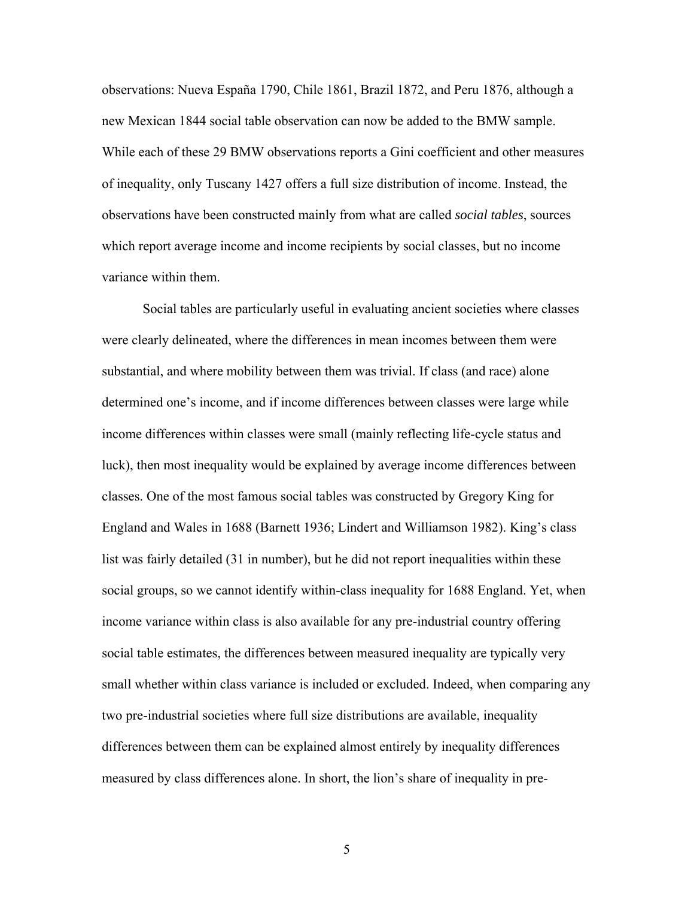observations: Nueva España 1790, Chile 1861, Brazil 1872, and Peru 1876, although a new Mexican 1844 social table observation can now be added to the BMW sample. While each of these 29 BMW observations reports a Gini coefficient and other measures of inequality, only Tuscany 1427 offers a full size distribution of income. Instead, the observations have been constructed mainly from what are called *social tables*, sources which report average income and income recipients by social classes, but no income variance within them.

Social tables are particularly useful in evaluating ancient societies where classes were clearly delineated, where the differences in mean incomes between them were substantial, and where mobility between them was trivial. If class (and race) alone determined one's income, and if income differences between classes were large while income differences within classes were small (mainly reflecting life-cycle status and luck), then most inequality would be explained by average income differences between classes. One of the most famous social tables was constructed by Gregory King for England and Wales in 1688 (Barnett 1936; Lindert and Williamson 1982). King's class list was fairly detailed (31 in number), but he did not report inequalities within these social groups, so we cannot identify within-class inequality for 1688 England. Yet, when income variance within class is also available for any pre-industrial country offering social table estimates, the differences between measured inequality are typically very small whether within class variance is included or excluded. Indeed, when comparing any two pre-industrial societies where full size distributions are available, inequality differences between them can be explained almost entirely by inequality differences measured by class differences alone. In short, the lion's share of inequality in pre-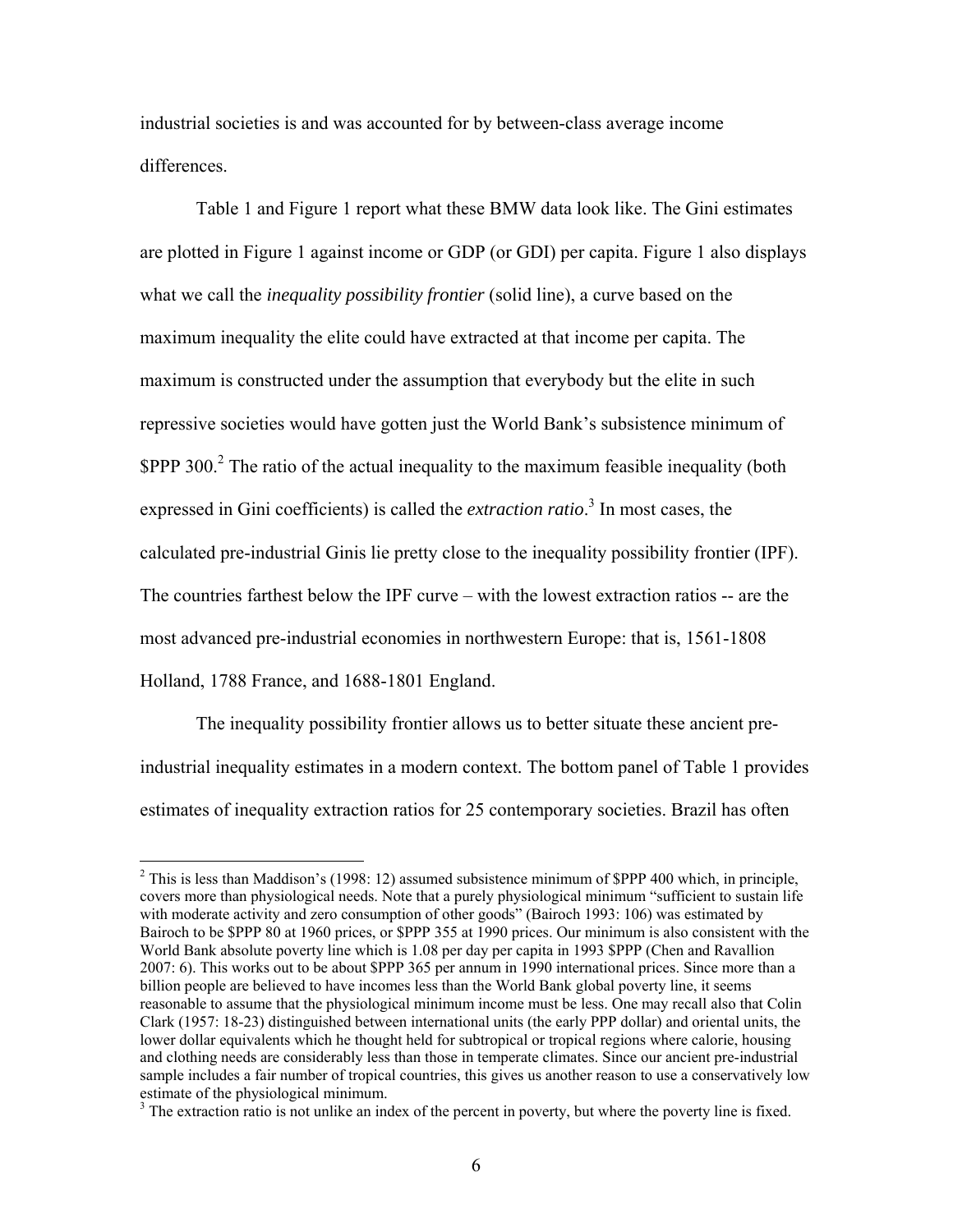industrial societies is and was accounted for by between-class average income differences.

Table 1 and Figure 1 report what these BMW data look like. The Gini estimates are plotted in Figure 1 against income or GDP (or GDI) per capita. Figure 1 also displays what we call the *inequality possibility frontier* (solid line), a curve based on the maximum inequality the elite could have extracted at that income per capita. The maximum is constructed under the assumption that everybody but the elite in such repressive societies would have gotten just the World Bank's subsistence minimum of $PPP 300.[2] The ratio of the actual inequality to the maximum feasible inequality (both expressed in Gini coefficients) is called the *extraction ratio*.[3] In most cases, the calculated pre-industrial Ginis lie pretty close to the inequality possibility frontier (IPF). The countries farthest below the IPF curve – with the lowest extraction ratios -- are the most advanced pre-industrial economies in northwestern Europe: that is, 1561-1808 Holland, 1788 France, and 1688-1801 England.

The inequality possibility frontier allows us to better situate these ancient pre-industrial inequality estimates in a modern context. The bottom panel of Table 1 provides estimates of inequality extraction ratios for 25 contemporary societies. Brazil has often

---

[2] This is less than Maddison's (1998: 12) assumed subsistence minimum of $PPP 400 which, in principle, covers more than physiological needs. Note that a purely physiological minimum "sufficient to sustain life with moderate activity and zero consumption of other goods" (Bairoch 1993: 106) was estimated by Bairoch to be $PPP 80 at 1960 prices, or $PPP 355 at 1990 prices. Our minimum is also consistent with the World Bank absolute poverty line which is 1.08 per day per capita in 1993 $PPP (Chen and Ravallion 2007: 6). This works out to be about $PPP 365 per annum in 1990 international prices. Since more than a billion people are believed to have incomes less than the World Bank global poverty line, it seems reasonable to assume that the physiological minimum income must be less. One may recall also that Colin Clark (1957: 18-23) distinguished between international units (the early PPP dollar) and oriental units, the lower dollar equivalents which he thought held for subtropical or tropical regions where calorie, housing and clothing needs are considerably less than those in temperate climates. Since our ancient pre-industrial sample includes a fair number of tropical countries, this gives us another reason to use a conservatively low estimate of the physiological minimum.

[3] The extraction ratio is not unlike an index of the percent in poverty, but where the poverty line is fixed.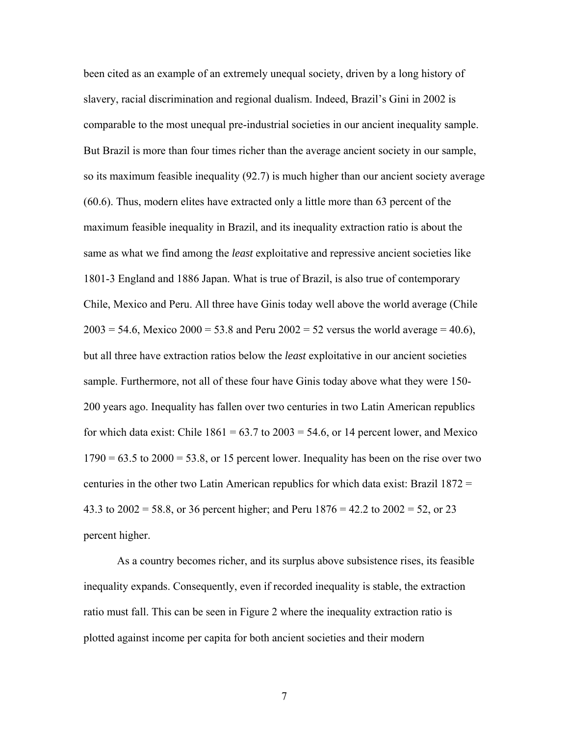been cited as an example of an extremely unequal society, driven by a long history of slavery, racial discrimination and regional dualism. Indeed, Brazil's Gini in 2002 is comparable to the most unequal pre-industrial societies in our ancient inequality sample. But Brazil is more than four times richer than the average ancient society in our sample, so its maximum feasible inequality (92.7) is much higher than our ancient society average (60.6). Thus, modern elites have extracted only a little more than 63 percent of the maximum feasible inequality in Brazil, and its inequality extraction ratio is about the same as what we find among the *least* exploitative and repressive ancient societies like 1801-3 England and 1886 Japan. What is true of Brazil, is also true of contemporary Chile, Mexico and Peru. All three have Ginis today well above the world average (Chile 2003 = 54.6, Mexico 2000 = 53.8 and Peru 2002 = 52 versus the world average = 40.6), but all three have extraction ratios below the *least* exploitative in our ancient societies sample. Furthermore, not all of these four have Ginis today above what they were 150-200 years ago. Inequality has fallen over two centuries in two Latin American republics for which data exist: Chile 1861 = 63.7 to 2003 = 54.6, or 14 percent lower, and Mexico 1790 = 63.5 to 2000 = 53.8, or 15 percent lower. Inequality has been on the rise over two centuries in the other two Latin American republics for which data exist: Brazil 1872 = 43.3 to 2002 = 58.8, or 36 percent higher; and Peru 1876 = 42.2 to 2002 = 52, or 23 percent higher.

As a country becomes richer, and its surplus above subsistence rises, its feasible inequality expands. Consequently, even if recorded inequality is stable, the extraction ratio must fall. This can be seen in Figure 2 where the inequality extraction ratio is plotted against income per capita for both ancient societies and their modern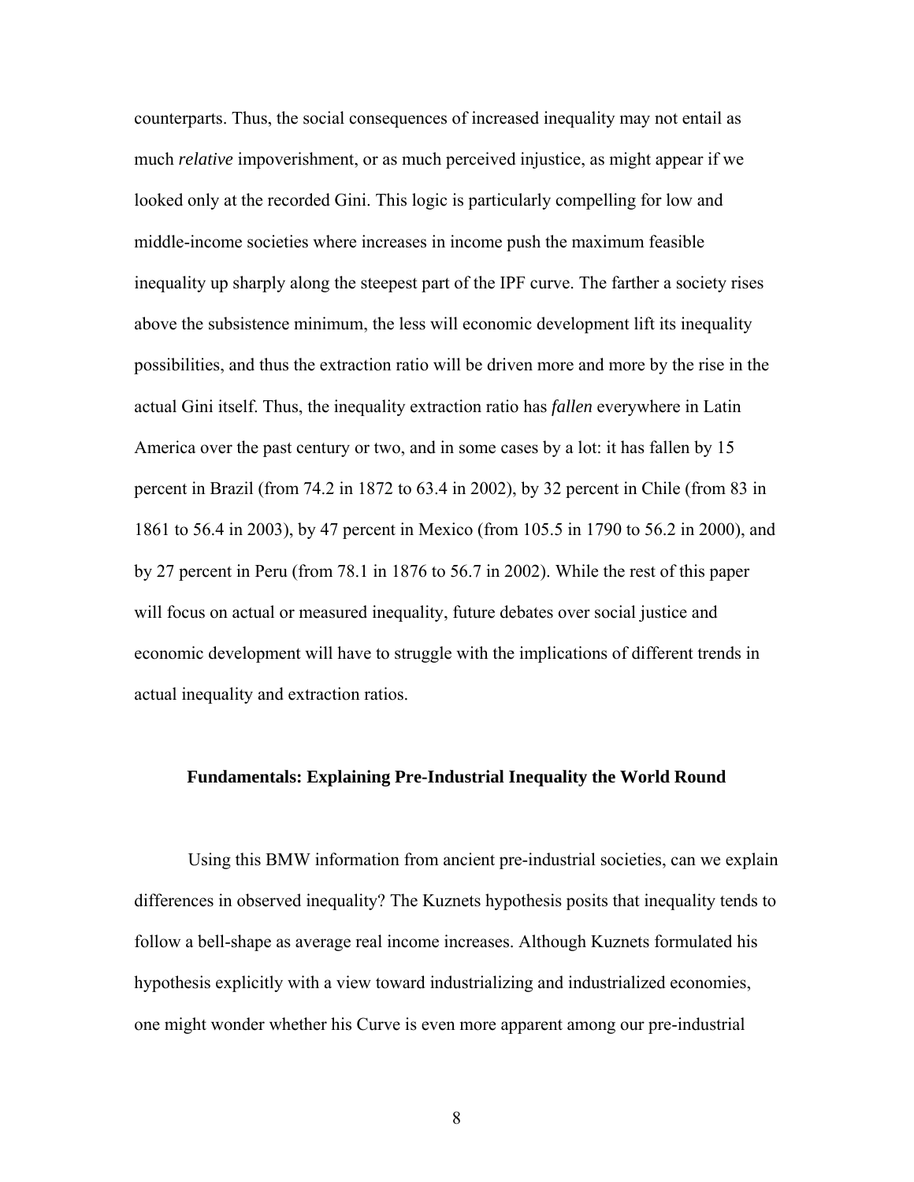counterparts. Thus, the social consequences of increased inequality may not entail as much *relative* impoverishment, or as much perceived injustice, as might appear if we looked only at the recorded Gini. This logic is particularly compelling for low and middle-income societies where increases in income push the maximum feasible inequality up sharply along the steepest part of the IPF curve. The farther a society rises above the subsistence minimum, the less will economic development lift its inequality possibilities, and thus the extraction ratio will be driven more and more by the rise in the actual Gini itself. Thus, the inequality extraction ratio has *fallen* everywhere in Latin America over the past century or two, and in some cases by a lot: it has fallen by 15 percent in Brazil (from 74.2 in 1872 to 63.4 in 2002), by 32 percent in Chile (from 83 in 1861 to 56.4 in 2003), by 47 percent in Mexico (from 105.5 in 1790 to 56.2 in 2000), and by 27 percent in Peru (from 78.1 in 1876 to 56.7 in 2002). While the rest of this paper will focus on actual or measured inequality, future debates over social justice and economic development will have to struggle with the implications of different trends in actual inequality and extraction ratios.

## Fundamentals: Explaining Pre-Industrial Inequality the World Round

Using this BMW information from ancient pre-industrial societies, can we explain differences in observed inequality? The Kuznets hypothesis posits that inequality tends to follow a bell-shape as average real income increases. Although Kuznets formulated his hypothesis explicitly with a view toward industrializing and industrialized economies, one might wonder whether his Curve is even more apparent among our pre-industrial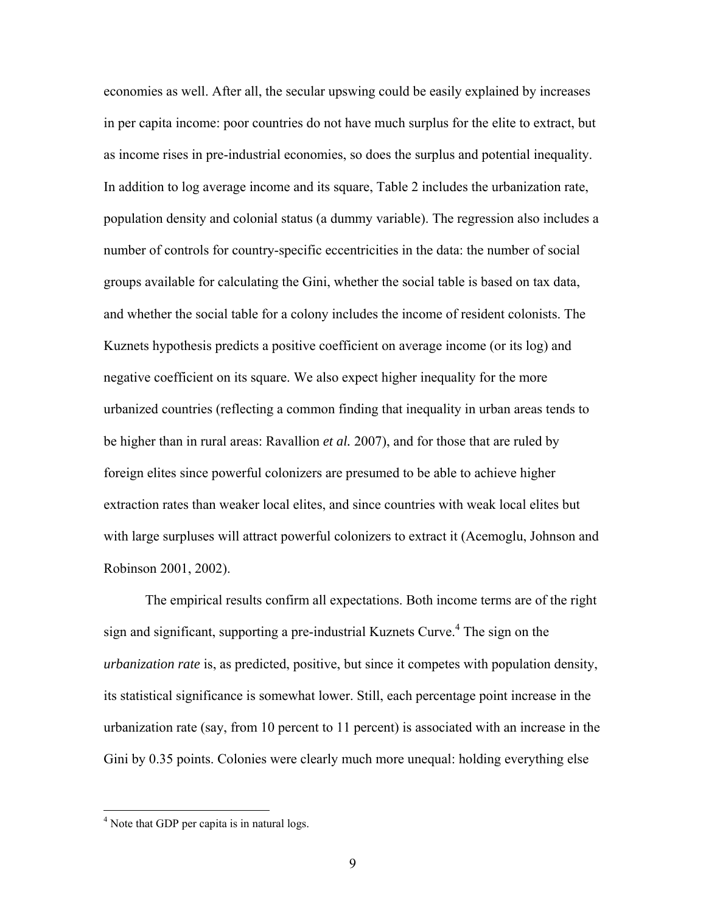economies as well. After all, the secular upswing could be easily explained by increases in per capita income: poor countries do not have much surplus for the elite to extract, but as income rises in pre-industrial economies, so does the surplus and potential inequality. In addition to log average income and its square, Table 2 includes the urbanization rate, population density and colonial status (a dummy variable). The regression also includes a number of controls for country-specific eccentricities in the data: the number of social groups available for calculating the Gini, whether the social table is based on tax data, and whether the social table for a colony includes the income of resident colonists. The Kuznets hypothesis predicts a positive coefficient on average income (or its log) and negative coefficient on its square. We also expect higher inequality for the more urbanized countries (reflecting a common finding that inequality in urban areas tends to be higher than in rural areas: Ravallion *et al.* 2007), and for those that are ruled by foreign elites since powerful colonizers are presumed to be able to achieve higher extraction rates than weaker local elites, and since countries with weak local elites but with large surpluses will attract powerful colonizers to extract it (Acemoglu, Johnson and Robinson 2001, 2002).

The empirical results confirm all expectations. Both income terms are of the right sign and significant, supporting a pre-industrial Kuznets Curve.[4] The sign on the *urbanization rate* is, as predicted, positive, but since it competes with population density, its statistical significance is somewhat lower. Still, each percentage point increase in the urbanization rate (say, from 10 percent to 11 percent) is associated with an increase in the Gini by 0.35 points. Colonies were clearly much more unequal: holding everything else

---

[4] Note that GDP per capita is in natural logs.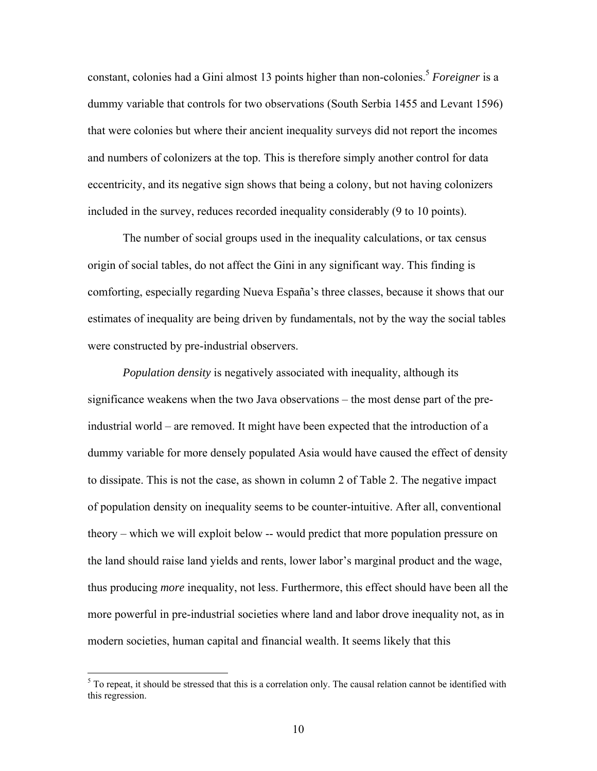constant, colonies had a Gini almost 13 points higher than non-colonies.[5] *Foreigner* is a dummy variable that controls for two observations (South Serbia 1455 and Levant 1596) that were colonies but where their ancient inequality surveys did not report the incomes and numbers of colonizers at the top. This is therefore simply another control for data eccentricity, and its negative sign shows that being a colony, but not having colonizers included in the survey, reduces recorded inequality considerably (9 to 10 points).

The number of social groups used in the inequality calculations, or tax census origin of social tables, do not affect the Gini in any significant way. This finding is comforting, especially regarding Nueva España's three classes, because it shows that our estimates of inequality are being driven by fundamentals, not by the way the social tables were constructed by pre-industrial observers.

*Population density* is negatively associated with inequality, although its significance weakens when the two Java observations – the most dense part of the pre-industrial world – are removed. It might have been expected that the introduction of a dummy variable for more densely populated Asia would have caused the effect of density to dissipate. This is not the case, as shown in column 2 of Table 2. The negative impact of population density on inequality seems to be counter-intuitive. After all, conventional theory – which we will exploit below -- would predict that more population pressure on the land should raise land yields and rents, lower labor's marginal product and the wage, thus producing *more* inequality, not less. Furthermore, this effect should have been all the more powerful in pre-industrial societies where land and labor drove inequality not, as in modern societies, human capital and financial wealth. It seems likely that this

[5] To repeat, it should be stressed that this is a correlation only. The causal relation cannot be identified with this regression.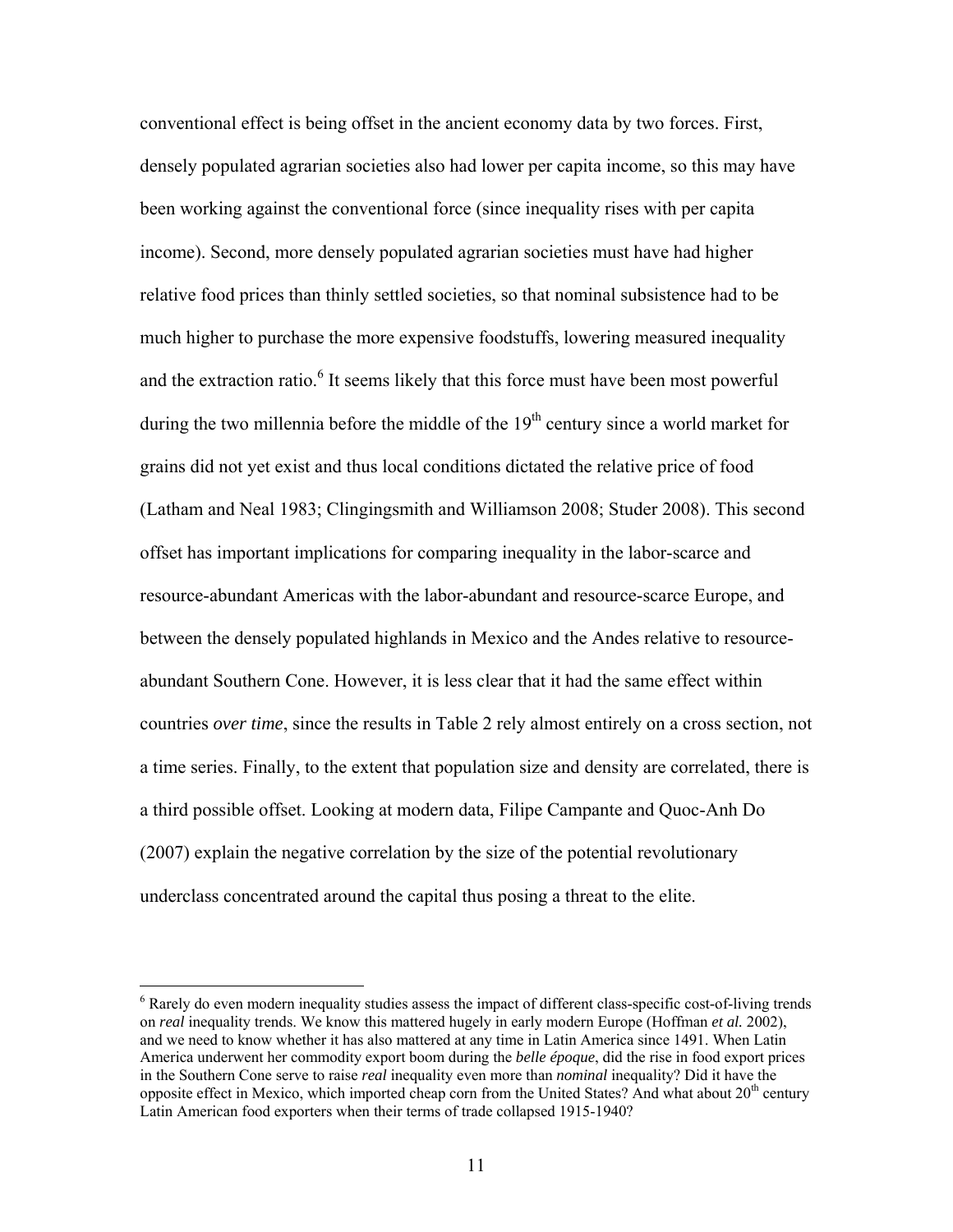conventional effect is being offset in the ancient economy data by two forces. First, densely populated agrarian societies also had lower per capita income, so this may have been working against the conventional force (since inequality rises with per capita income). Second, more densely populated agrarian societies must have had higher relative food prices than thinly settled societies, so that nominal subsistence had to be much higher to purchase the more expensive foodstuffs, lowering measured inequality and the extraction ratio.[6] It seems likely that this force must have been most powerful during the two millennia before the middle of the 19th century since a world market for grains did not yet exist and thus local conditions dictated the relative price of food (Latham and Neal 1983; Clingingsmith and Williamson 2008; Studer 2008). This second offset has important implications for comparing inequality in the labor-scarce and resource-abundant Americas with the labor-abundant and resource-scarce Europe, and between the densely populated highlands in Mexico and the Andes relative to resource-abundant Southern Cone. However, it is less clear that it had the same effect within countries *over time*, since the results in Table 2 rely almost entirely on a cross section, not a time series. Finally, to the extent that population size and density are correlated, there is a third possible offset. Looking at modern data, Filipe Campante and Quoc-Anh Do (2007) explain the negative correlation by the size of the potential revolutionary underclass concentrated around the capital thus posing a threat to the elite.

---

[6] Rarely do even modern inequality studies assess the impact of different class-specific cost-of-living trends on *real* inequality trends. We know this mattered hugely in early modern Europe (Hoffman *et al.* 2002), and we need to know whether it has also mattered at any time in Latin America since 1491. When Latin America underwent her commodity export boom during the *belle époque*, did the rise in food export prices in the Southern Cone serve to raise *real* inequality even more than *nominal* inequality? Did it have the opposite effect in Mexico, which imported cheap corn from the United States? And what about 20th century Latin American food exporters when their terms of trade collapsed 1915-1940?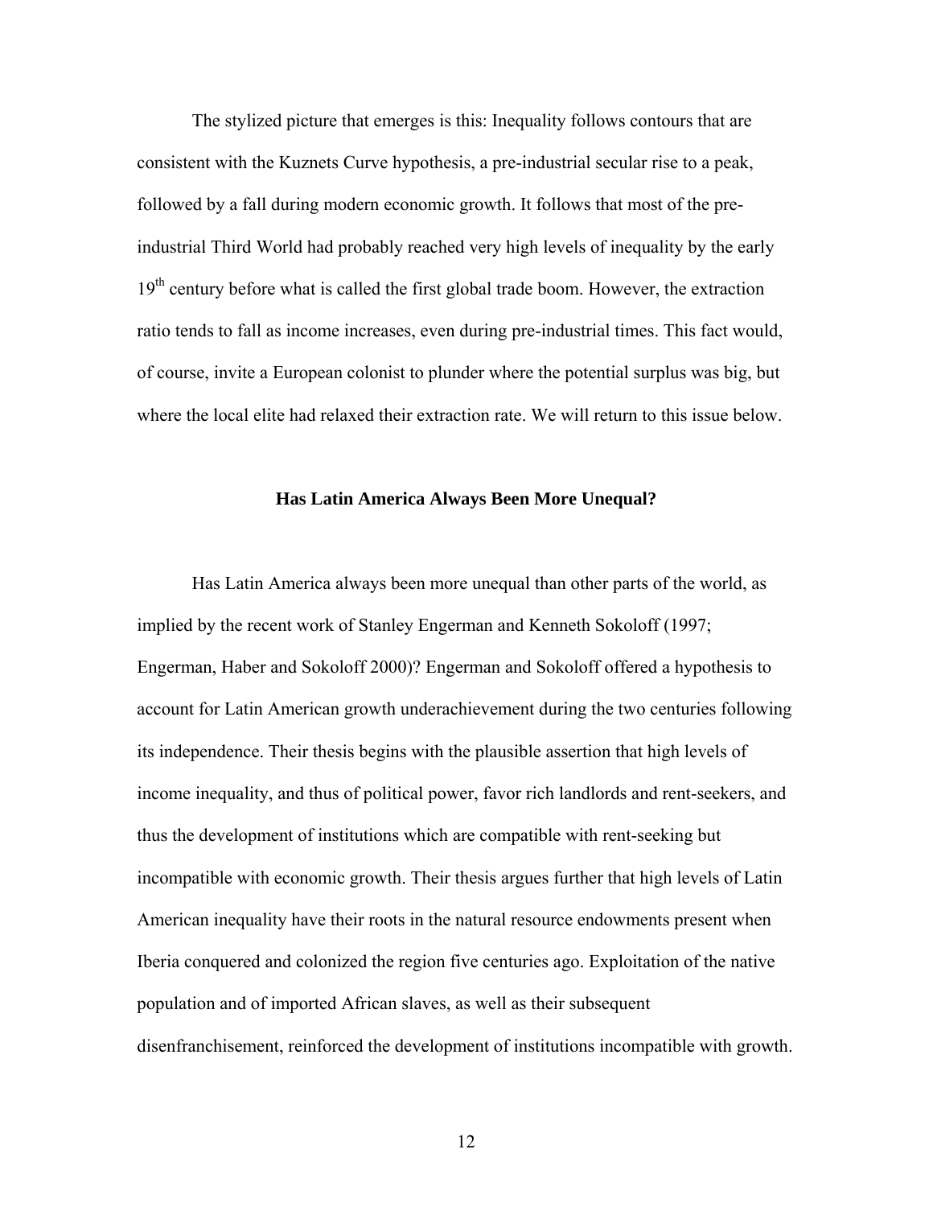The stylized picture that emerges is this: Inequality follows contours that are consistent with the Kuznets Curve hypothesis, a pre-industrial secular rise to a peak, followed by a fall during modern economic growth. It follows that most of the pre-industrial Third World had probably reached very high levels of inequality by the early 19th century before what is called the first global trade boom. However, the extraction ratio tends to fall as income increases, even during pre-industrial times. This fact would, of course, invite a European colonist to plunder where the potential surplus was big, but where the local elite had relaxed their extraction rate. We will return to this issue below.

## Has Latin America Always Been More Unequal?

Has Latin America always been more unequal than other parts of the world, as implied by the recent work of Stanley Engerman and Kenneth Sokoloff (1997; Engerman, Haber and Sokoloff 2000)? Engerman and Sokoloff offered a hypothesis to account for Latin American growth underachievement during the two centuries following its independence. Their thesis begins with the plausible assertion that high levels of income inequality, and thus of political power, favor rich landlords and rent-seekers, and thus the development of institutions which are compatible with rent-seeking but incompatible with economic growth. Their thesis argues further that high levels of Latin American inequality have their roots in the natural resource endowments present when Iberia conquered and colonized the region five centuries ago. Exploitation of the native population and of imported African slaves, as well as their subsequent disenfranchisement, reinforced the development of institutions incompatible with growth.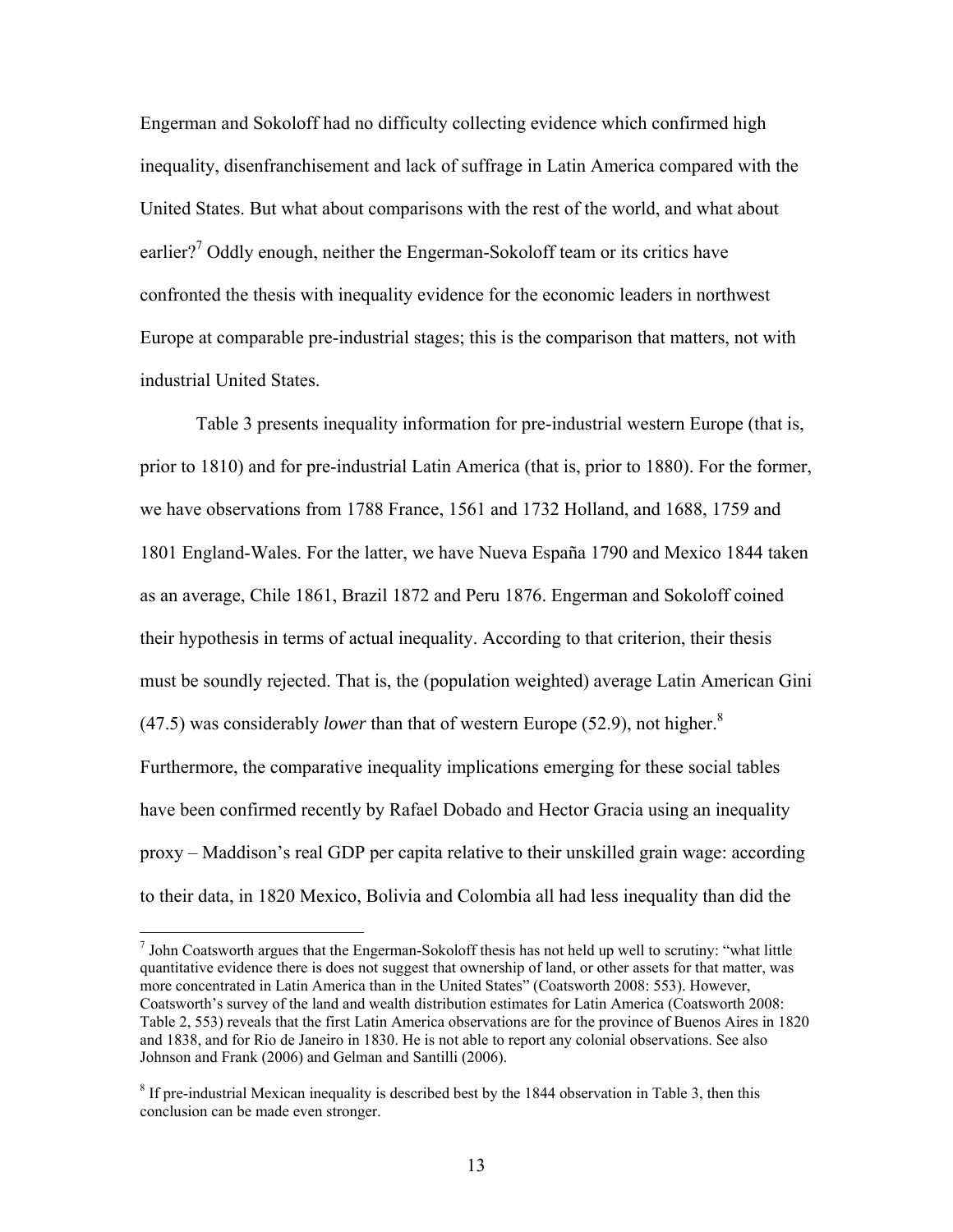Engerman and Sokoloff had no difficulty collecting evidence which confirmed high inequality, disenfranchisement and lack of suffrage in Latin America compared with the United States. But what about comparisons with the rest of the world, and what about earlier?[7] Oddly enough, neither the Engerman-Sokoloff team or its critics have confronted the thesis with inequality evidence for the economic leaders in northwest Europe at comparable pre-industrial stages; this is the comparison that matters, not with industrial United States.

Table 3 presents inequality information for pre-industrial western Europe (that is, prior to 1810) and for pre-industrial Latin America (that is, prior to 1880). For the former, we have observations from 1788 France, 1561 and 1732 Holland, and 1688, 1759 and 1801 England-Wales. For the latter, we have Nueva España 1790 and Mexico 1844 taken as an average, Chile 1861, Brazil 1872 and Peru 1876. Engerman and Sokoloff coined their hypothesis in terms of actual inequality. According to that criterion, their thesis must be soundly rejected. That is, the (population weighted) average Latin American Gini (47.5) was considerably *lower* than that of western Europe (52.9), not higher.[8] Furthermore, the comparative inequality implications emerging for these social tables have been confirmed recently by Rafael Dobado and Hector Gracia using an inequality proxy – Maddison's real GDP per capita relative to their unskilled grain wage: according to their data, in 1820 Mexico, Bolivia and Colombia all had less inequality than did the

---

[7] John Coatsworth argues that the Engerman-Sokoloff thesis has not held up well to scrutiny: "what little quantitative evidence there is does not suggest that ownership of land, or other assets for that matter, was more concentrated in Latin America than in the United States" (Coatsworth 2008: 553). However, Coatsworth's survey of the land and wealth distribution estimates for Latin America (Coatsworth 2008: Table 2, 553) reveals that the first Latin America observations are for the province of Buenos Aires in 1820 and 1838, and for Rio de Janeiro in 1830. He is not able to report any colonial observations. See also Johnson and Frank (2006) and Gelman and Santilli (2006).

[8] If pre-industrial Mexican inequality is described best by the 1844 observation in Table 3, then this conclusion can be made even stronger.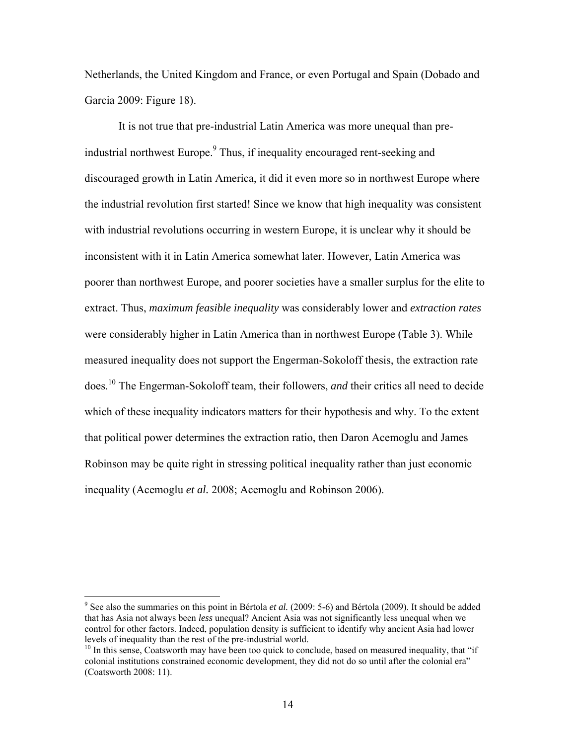Netherlands, the United Kingdom and France, or even Portugal and Spain (Dobado and Garcia 2009: Figure 18).

It is not true that pre-industrial Latin America was more unequal than pre-industrial northwest Europe.[9] Thus, if inequality encouraged rent-seeking and discouraged growth in Latin America, it did it even more so in northwest Europe where the industrial revolution first started! Since we know that high inequality was consistent with industrial revolutions occurring in western Europe, it is unclear why it should be inconsistent with it in Latin America somewhat later. However, Latin America was poorer than northwest Europe, and poorer societies have a smaller surplus for the elite to extract. Thus, *maximum feasible inequality* was considerably lower and *extraction rates* were considerably higher in Latin America than in northwest Europe (Table 3). While measured inequality does not support the Engerman-Sokoloff thesis, the extraction rate does.[10] The Engerman-Sokoloff team, their followers, *and* their critics all need to decide which of these inequality indicators matters for their hypothesis and why. To the extent that political power determines the extraction ratio, then Daron Acemoglu and James Robinson may be quite right in stressing political inequality rather than just economic inequality (Acemoglu *et al.* 2008; Acemoglu and Robinson 2006).

---

[9] See also the summaries on this point in Bértola *et al.* (2009: 5-6) and Bértola (2009). It should be added that has Asia not always been *less* unequal? Ancient Asia was not significantly less unequal when we control for other factors. Indeed, population density is sufficient to identify why ancient Asia had lower levels of inequality than the rest of the pre-industrial world.

[10] In this sense, Coatsworth may have been too quick to conclude, based on measured inequality, that "if colonial institutions constrained economic development, they did not do so until after the colonial era" (Coatsworth 2008: 11).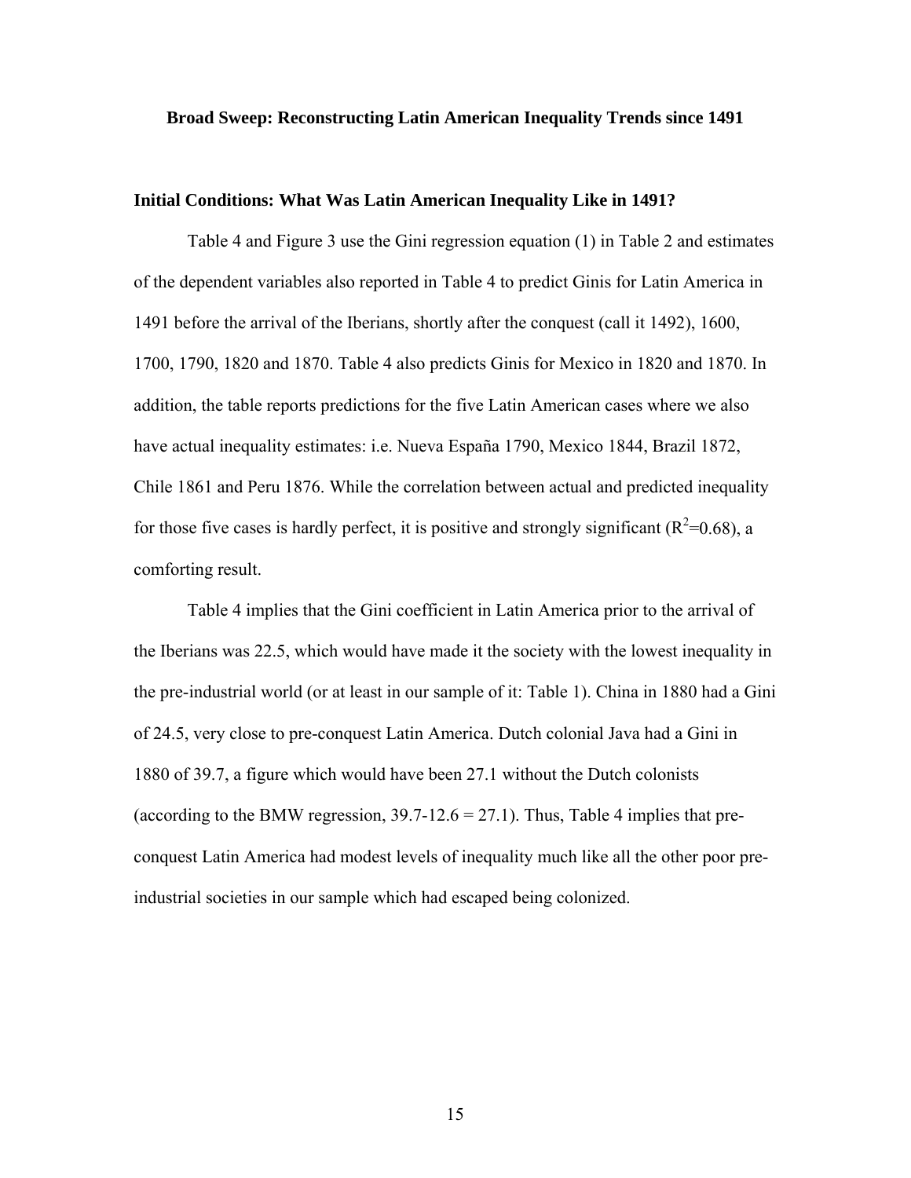## Broad Sweep: Reconstructing Latin American Inequality Trends since 1491

### Initial Conditions: What Was Latin American Inequality Like in 1491?

Table 4 and Figure 3 use the Gini regression equation (1) in Table 2 and estimates of the dependent variables also reported in Table 4 to predict Ginis for Latin America in 1491 before the arrival of the Iberians, shortly after the conquest (call it 1492), 1600, 1700, 1790, 1820 and 1870. Table 4 also predicts Ginis for Mexico in 1820 and 1870. In addition, the table reports predictions for the five Latin American cases where we also have actual inequality estimates: i.e. Nueva España 1790, Mexico 1844, Brazil 1872, Chile 1861 and Peru 1876. While the correlation between actual and predicted inequality for those five cases is hardly perfect, it is positive and strongly significant ($R^2$=0.68), a comforting result.

Table 4 implies that the Gini coefficient in Latin America prior to the arrival of the Iberians was 22.5, which would have made it the society with the lowest inequality in the pre-industrial world (or at least in our sample of it: Table 1). China in 1880 had a Gini of 24.5, very close to pre-conquest Latin America. Dutch colonial Java had a Gini in 1880 of 39.7, a figure which would have been 27.1 without the Dutch colonists (according to the BMW regression, 39.7-12.6 = 27.1). Thus, Table 4 implies that pre-conquest Latin America had modest levels of inequality much like all the other poor pre-industrial societies in our sample which had escaped being colonized.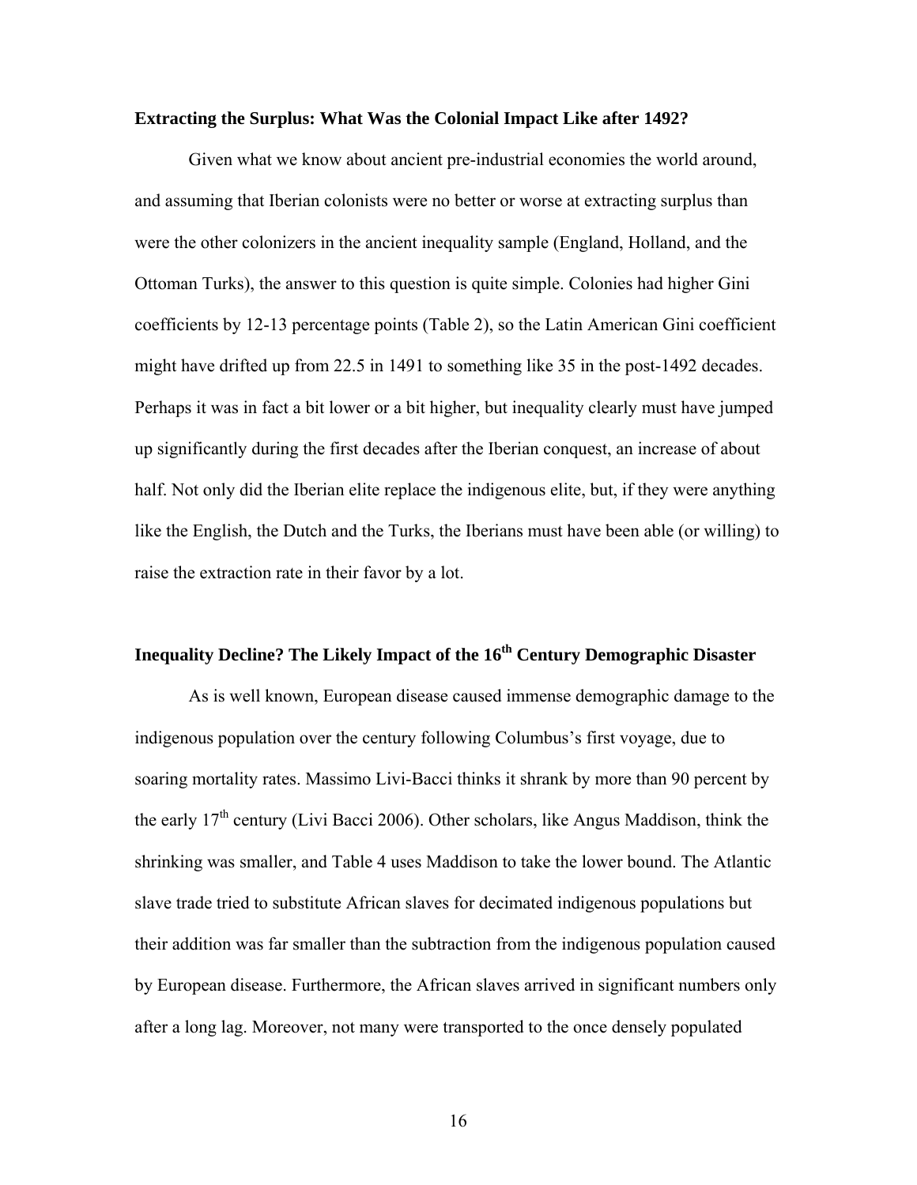**Extracting the Surplus: What Was the Colonial Impact Like after 1492?**

Given what we know about ancient pre-industrial economies the world around, and assuming that Iberian colonists were no better or worse at extracting surplus than were the other colonizers in the ancient inequality sample (England, Holland, and the Ottoman Turks), the answer to this question is quite simple. Colonies had higher Gini coefficients by 12-13 percentage points (Table 2), so the Latin American Gini coefficient might have drifted up from 22.5 in 1491 to something like 35 in the post-1492 decades. Perhaps it was in fact a bit lower or a bit higher, but inequality clearly must have jumped up significantly during the first decades after the Iberian conquest, an increase of about half. Not only did the Iberian elite replace the indigenous elite, but, if they were anything like the English, the Dutch and the Turks, the Iberians must have been able (or willing) to raise the extraction rate in their favor by a lot.

**Inequality Decline? The Likely Impact of the 16th Century Demographic Disaster**

As is well known, European disease caused immense demographic damage to the indigenous population over the century following Columbus's first voyage, due to soaring mortality rates. Massimo Livi-Bacci thinks it shrank by more than 90 percent by the early 17th century (Livi Bacci 2006). Other scholars, like Angus Maddison, think the shrinking was smaller, and Table 4 uses Maddison to take the lower bound. The Atlantic slave trade tried to substitute African slaves for decimated indigenous populations but their addition was far smaller than the subtraction from the indigenous population caused by European disease. Furthermore, the African slaves arrived in significant numbers only after a long lag. Moreover, not many were transported to the once densely populated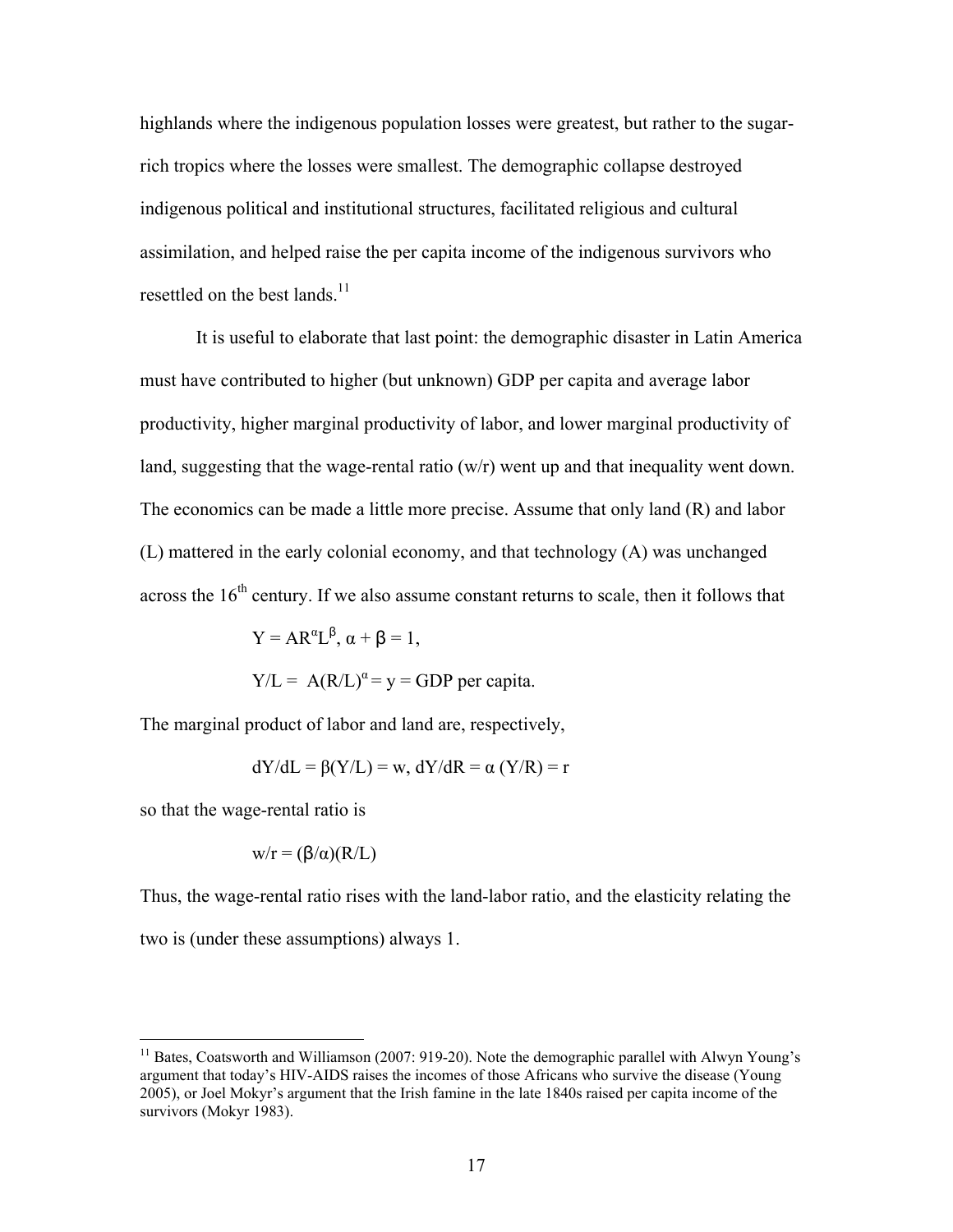highlands where the indigenous population losses were greatest, but rather to the sugar-rich tropics where the losses were smallest. The demographic collapse destroyed indigenous political and institutional structures, facilitated religious and cultural assimilation, and helped raise the per capita income of the indigenous survivors who resettled on the best lands.[11]

It is useful to elaborate that last point: the demographic disaster in Latin America must have contributed to higher (but unknown) GDP per capita and average labor productivity, higher marginal productivity of labor, and lower marginal productivity of land, suggesting that the wage-rental ratio (w/r) went up and that inequality went down. The economics can be made a little more precise. Assume that only land (R) and labor (L) mattered in the early colonial economy, and that technology (A) was unchanged across the 16th century. If we also assume constant returns to scale, then it follows that

$$Y = AR^{\alpha}L^{\beta},\ \alpha + \beta = 1,$$

$$Y/L = A(R/L)^{\alpha} = y = \text{GDP per capita.}$$

The marginal product of labor and land are, respectively,

$$dY/dL = \beta(Y/L) = w,\ dY/dR = \alpha\,(Y/R) = r$$

so that the wage-rental ratio is

$$w/r = (\beta/\alpha)(R/L)$$

Thus, the wage-rental ratio rises with the land-labor ratio, and the elasticity relating the two is (under these assumptions) always 1.

[11] Bates, Coatsworth and Williamson (2007: 919-20). Note the demographic parallel with Alwyn Young's argument that today's HIV-AIDS raises the incomes of those Africans who survive the disease (Young 2005), or Joel Mokyr's argument that the Irish famine in the late 1840s raised per capita income of the survivors (Mokyr 1983).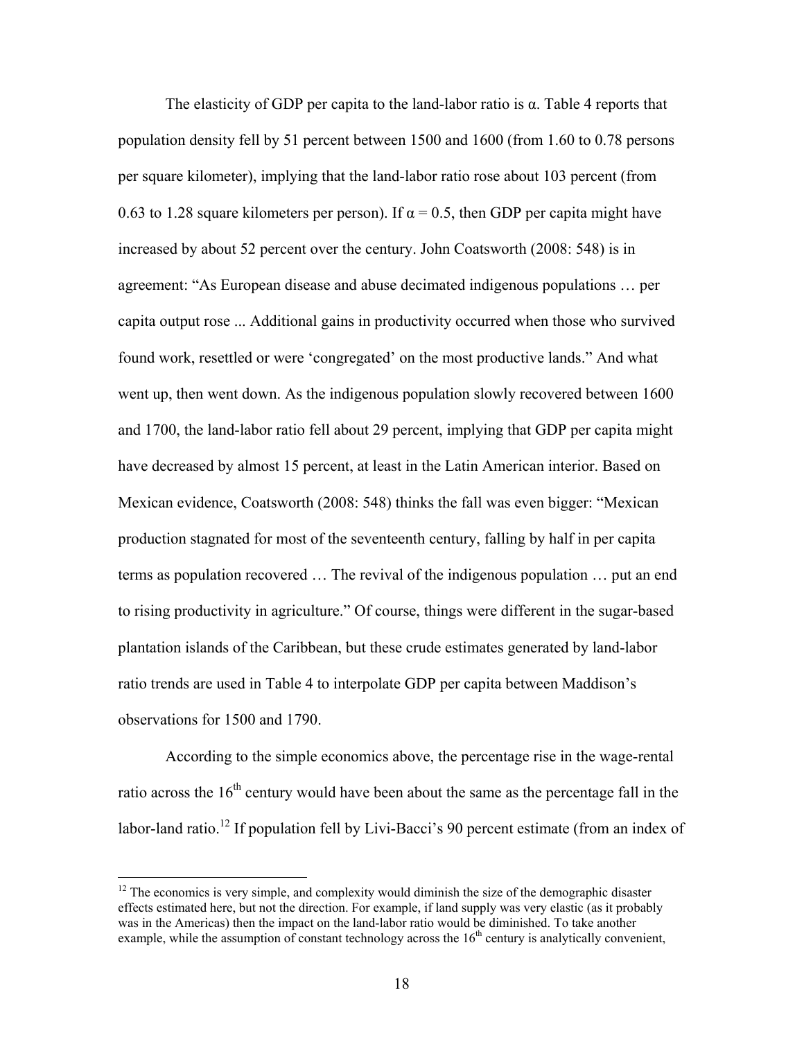The elasticity of GDP per capita to the land-labor ratio is $\alpha$. Table 4 reports that population density fell by 51 percent between 1500 and 1600 (from 1.60 to 0.78 persons per square kilometer), implying that the land-labor ratio rose about 103 percent (from 0.63 to 1.28 square kilometers per person). If $\alpha = 0.5$, then GDP per capita might have increased by about 52 percent over the century. John Coatsworth (2008: 548) is in agreement: "As European disease and abuse decimated indigenous populations … per capita output rose ... Additional gains in productivity occurred when those who survived found work, resettled or were 'congregated' on the most productive lands." And what went up, then went down. As the indigenous population slowly recovered between 1600 and 1700, the land-labor ratio fell about 29 percent, implying that GDP per capita might have decreased by almost 15 percent, at least in the Latin American interior. Based on Mexican evidence, Coatsworth (2008: 548) thinks the fall was even bigger: "Mexican production stagnated for most of the seventeenth century, falling by half in per capita terms as population recovered … The revival of the indigenous population … put an end to rising productivity in agriculture." Of course, things were different in the sugar-based plantation islands of the Caribbean, but these crude estimates generated by land-labor ratio trends are used in Table 4 to interpolate GDP per capita between Maddison's observations for 1500 and 1790.

According to the simple economics above, the percentage rise in the wage-rental ratio across the 16th century would have been about the same as the percentage fall in the labor-land ratio.[12] If population fell by Livi-Bacci's 90 percent estimate (from an index of

[12] The economics is very simple, and complexity would diminish the size of the demographic disaster effects estimated here, but not the direction. For example, if land supply was very elastic (as it probably was in the Americas) then the impact on the land-labor ratio would be diminished. To take another example, while the assumption of constant technology across the 16th century is analytically convenient,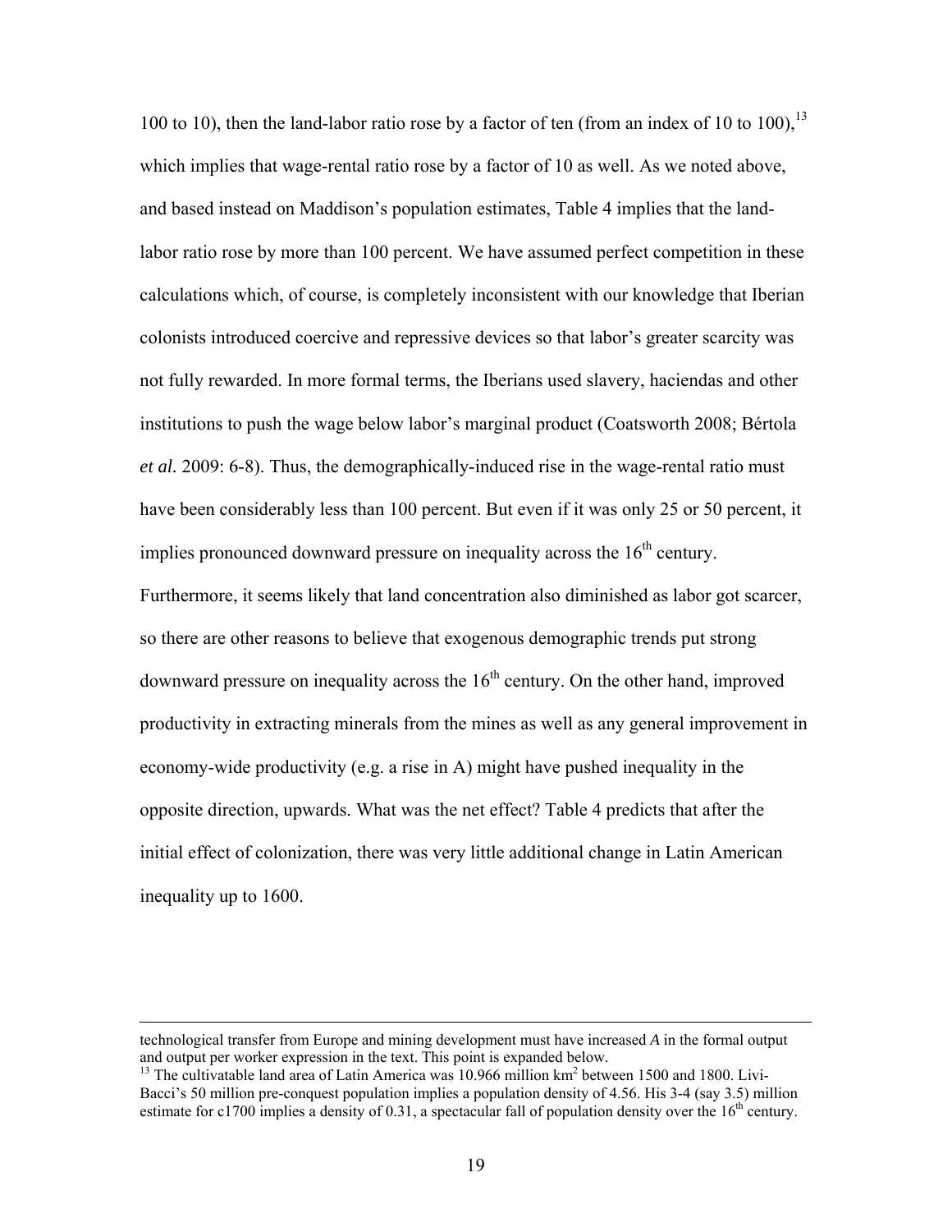100 to 10), then the land-labor ratio rose by a factor of ten (from an index of 10 to 100),[13] which implies that wage-rental ratio rose by a factor of 10 as well. As we noted above, and based instead on Maddison's population estimates, Table 4 implies that the land-labor ratio rose by more than 100 percent. We have assumed perfect competition in these calculations which, of course, is completely inconsistent with our knowledge that Iberian colonists introduced coercive and repressive devices so that labor's greater scarcity was not fully rewarded. In more formal terms, the Iberians used slavery, haciendas and other institutions to push the wage below labor's marginal product (Coatsworth 2008; Bértola *et al.* 2009: 6-8). Thus, the demographically-induced rise in the wage-rental ratio must have been considerably less than 100 percent. But even if it was only 25 or 50 percent, it implies pronounced downward pressure on inequality across the 16th century. Furthermore, it seems likely that land concentration also diminished as labor got scarcer, so there are other reasons to believe that exogenous demographic trends put strong downward pressure on inequality across the 16th century. On the other hand, improved productivity in extracting minerals from the mines as well as any general improvement in economy-wide productivity (e.g. a rise in A) might have pushed inequality in the opposite direction, upwards. What was the net effect? Table 4 predicts that after the initial effect of colonization, there was very little additional change in Latin American inequality up to 1600.

---

technological transfer from Europe and mining development must have increased *A* in the formal output and output per worker expression in the text. This point is expanded below.

[13] The cultivatable land area of Latin America was 10.966 million km$^2$ between 1500 and 1800. Livi-Bacci's 50 million pre-conquest population implies a population density of 4.56. His 3-4 (say 3.5) million estimate for c1700 implies a density of 0.31, a spectacular fall of population density over the 16th century.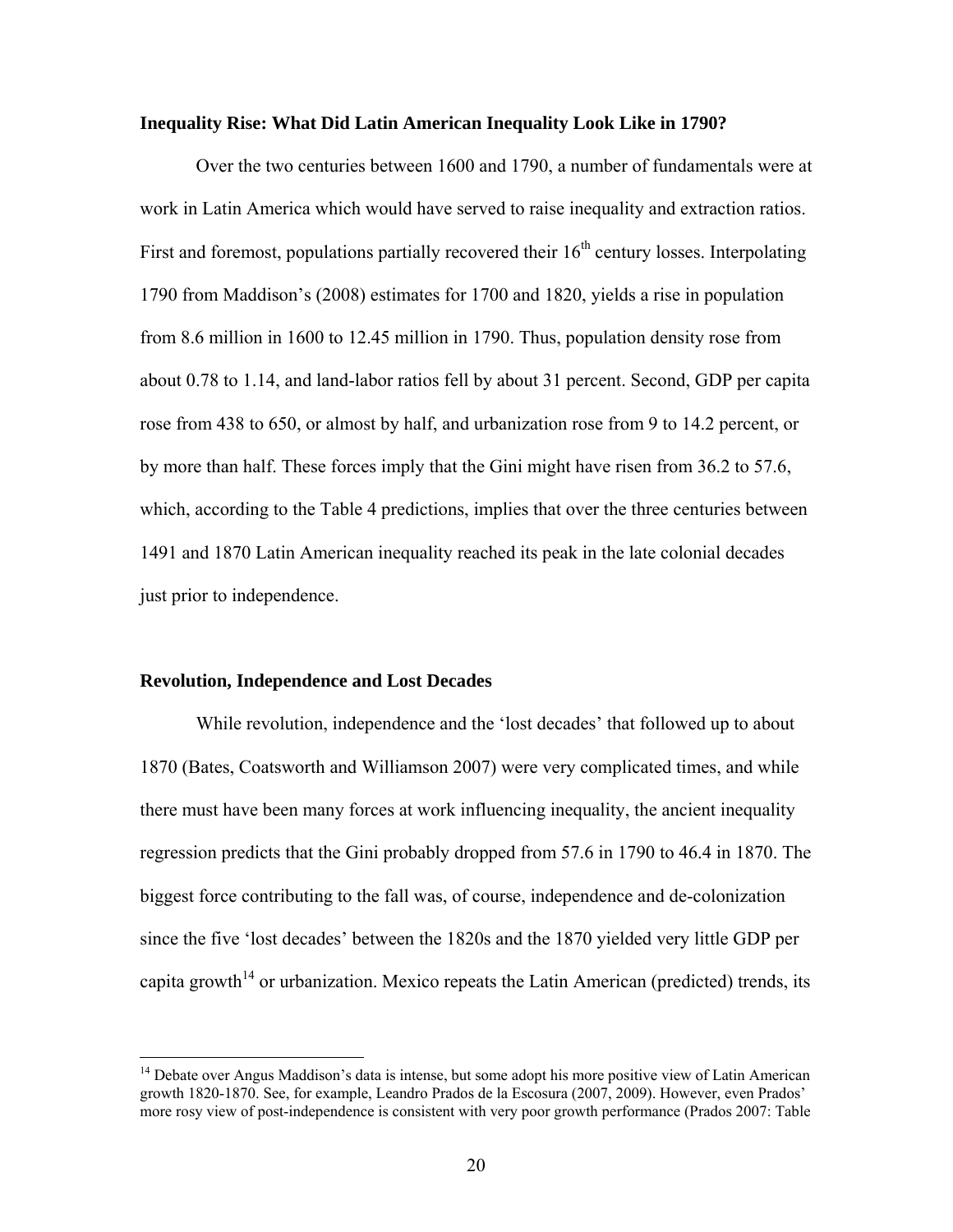**Inequality Rise: What Did Latin American Inequality Look Like in 1790?**

Over the two centuries between 1600 and 1790, a number of fundamentals were at work in Latin America which would have served to raise inequality and extraction ratios. First and foremost, populations partially recovered their 16th century losses. Interpolating 1790 from Maddison's (2008) estimates for 1700 and 1820, yields a rise in population from 8.6 million in 1600 to 12.45 million in 1790. Thus, population density rose from about 0.78 to 1.14, and land-labor ratios fell by about 31 percent. Second, GDP per capita rose from 438 to 650, or almost by half, and urbanization rose from 9 to 14.2 percent, or by more than half. These forces imply that the Gini might have risen from 36.2 to 57.6, which, according to the Table 4 predictions, implies that over the three centuries between 1491 and 1870 Latin American inequality reached its peak in the late colonial decades just prior to independence.

**Revolution, Independence and Lost Decades**

While revolution, independence and the 'lost decades' that followed up to about 1870 (Bates, Coatsworth and Williamson 2007) were very complicated times, and while there must have been many forces at work influencing inequality, the ancient inequality regression predicts that the Gini probably dropped from 57.6 in 1790 to 46.4 in 1870. The biggest force contributing to the fall was, of course, independence and de-colonization since the five 'lost decades' between the 1820s and the 1870 yielded very little GDP per capita growth[14] or urbanization. Mexico repeats the Latin American (predicted) trends, its

[14] Debate over Angus Maddison's data is intense, but some adopt his more positive view of Latin American growth 1820-1870. See, for example, Leandro Prados de la Escosura (2007, 2009). However, even Prados' more rosy view of post-independence is consistent with very poor growth performance (Prados 2007: Table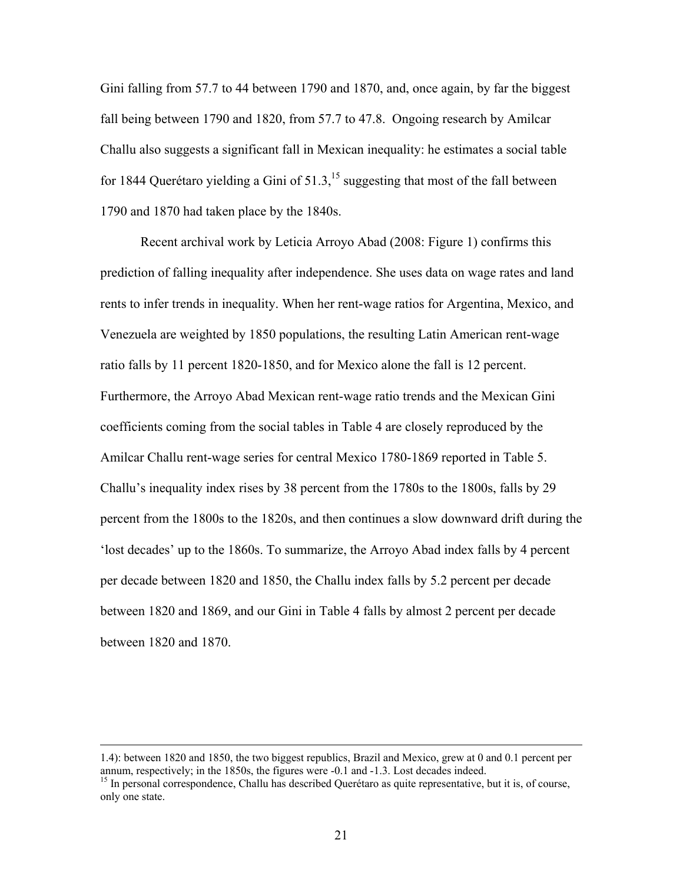Gini falling from 57.7 to 44 between 1790 and 1870, and, once again, by far the biggest fall being between 1790 and 1820, from 57.7 to 47.8. Ongoing research by Amilcar Challu also suggests a significant fall in Mexican inequality: he estimates a social table for 1844 Querétaro yielding a Gini of 51.3,[15] suggesting that most of the fall between 1790 and 1870 had taken place by the 1840s.

Recent archival work by Leticia Arroyo Abad (2008: Figure 1) confirms this prediction of falling inequality after independence. She uses data on wage rates and land rents to infer trends in inequality. When her rent-wage ratios for Argentina, Mexico, and Venezuela are weighted by 1850 populations, the resulting Latin American rent-wage ratio falls by 11 percent 1820-1850, and for Mexico alone the fall is 12 percent. Furthermore, the Arroyo Abad Mexican rent-wage ratio trends and the Mexican Gini coefficients coming from the social tables in Table 4 are closely reproduced by the Amilcar Challu rent-wage series for central Mexico 1780-1869 reported in Table 5. Challu's inequality index rises by 38 percent from the 1780s to the 1800s, falls by 29 percent from the 1800s to the 1820s, and then continues a slow downward drift during the 'lost decades' up to the 1860s. To summarize, the Arroyo Abad index falls by 4 percent per decade between 1820 and 1850, the Challu index falls by 5.2 percent per decade between 1820 and 1869, and our Gini in Table 4 falls by almost 2 percent per decade between 1820 and 1870.

---

1.4): between 1820 and 1850, the two biggest republics, Brazil and Mexico, grew at 0 and 0.1 percent per annum, respectively; in the 1850s, the figures were -0.1 and -1.3. Lost decades indeed.

[15] In personal correspondence, Challu has described Querétaro as quite representative, but it is, of course, only one state.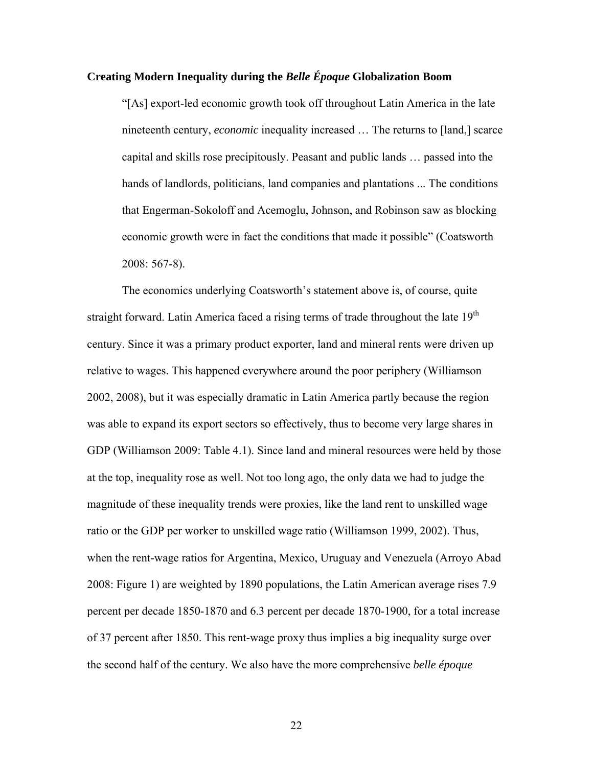**Creating Modern Inequality during the *Belle Époque* Globalization Boom**

> "[As] export-led economic growth took off throughout Latin America in the late nineteenth century, *economic* inequality increased … The returns to [land,] scarce capital and skills rose precipitously. Peasant and public lands … passed into the hands of landlords, politicians, land companies and plantations ... The conditions that Engerman-Sokoloff and Acemoglu, Johnson, and Robinson saw as blocking economic growth were in fact the conditions that made it possible" (Coatsworth 2008: 567-8).

The economics underlying Coatsworth's statement above is, of course, quite straight forward. Latin America faced a rising terms of trade throughout the late 19th century. Since it was a primary product exporter, land and mineral rents were driven up relative to wages. This happened everywhere around the poor periphery (Williamson 2002, 2008), but it was especially dramatic in Latin America partly because the region was able to expand its export sectors so effectively, thus to become very large shares in GDP (Williamson 2009: Table 4.1). Since land and mineral resources were held by those at the top, inequality rose as well. Not too long ago, the only data we had to judge the magnitude of these inequality trends were proxies, like the land rent to unskilled wage ratio or the GDP per worker to unskilled wage ratio (Williamson 1999, 2002). Thus, when the rent-wage ratios for Argentina, Mexico, Uruguay and Venezuela (Arroyo Abad 2008: Figure 1) are weighted by 1890 populations, the Latin American average rises 7.9 percent per decade 1850-1870 and 6.3 percent per decade 1870-1900, for a total increase of 37 percent after 1850. This rent-wage proxy thus implies a big inequality surge over the second half of the century. We also have the more comprehensive *belle époque*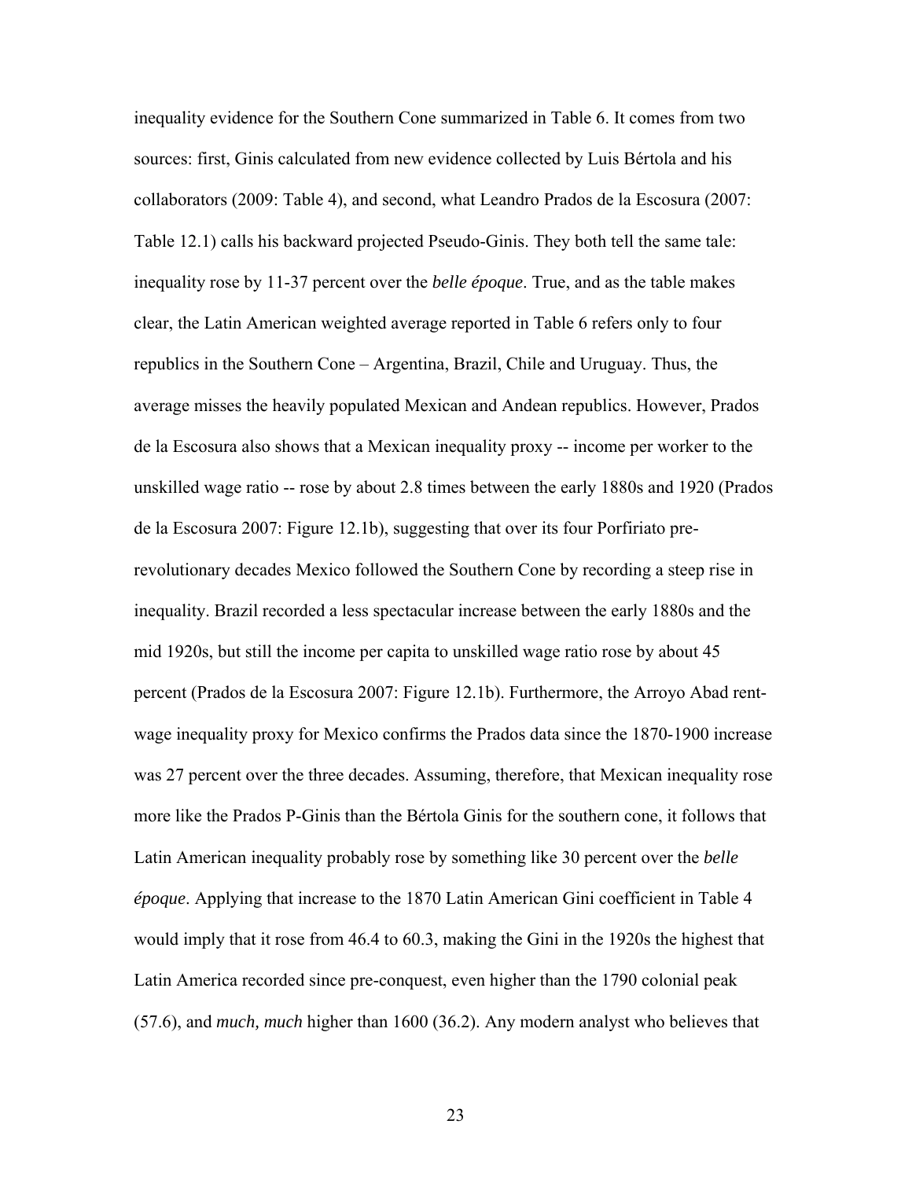inequality evidence for the Southern Cone summarized in Table 6. It comes from two sources: first, Ginis calculated from new evidence collected by Luis Bértola and his collaborators (2009: Table 4), and second, what Leandro Prados de la Escosura (2007: Table 12.1) calls his backward projected Pseudo-Ginis. They both tell the same tale: inequality rose by 11-37 percent over the *belle époque*. True, and as the table makes clear, the Latin American weighted average reported in Table 6 refers only to four republics in the Southern Cone – Argentina, Brazil, Chile and Uruguay. Thus, the average misses the heavily populated Mexican and Andean republics. However, Prados de la Escosura also shows that a Mexican inequality proxy -- income per worker to the unskilled wage ratio -- rose by about 2.8 times between the early 1880s and 1920 (Prados de la Escosura 2007: Figure 12.1b), suggesting that over its four Porfiriato pre-revolutionary decades Mexico followed the Southern Cone by recording a steep rise in inequality. Brazil recorded a less spectacular increase between the early 1880s and the mid 1920s, but still the income per capita to unskilled wage ratio rose by about 45 percent (Prados de la Escosura 2007: Figure 12.1b). Furthermore, the Arroyo Abad rent-wage inequality proxy for Mexico confirms the Prados data since the 1870-1900 increase was 27 percent over the three decades. Assuming, therefore, that Mexican inequality rose more like the Prados P-Ginis than the Bértola Ginis for the southern cone, it follows that Latin American inequality probably rose by something like 30 percent over the *belle époque*. Applying that increase to the 1870 Latin American Gini coefficient in Table 4 would imply that it rose from 46.4 to 60.3, making the Gini in the 1920s the highest that Latin America recorded since pre-conquest, even higher than the 1790 colonial peak (57.6), and *much, much* higher than 1600 (36.2). Any modern analyst who believes that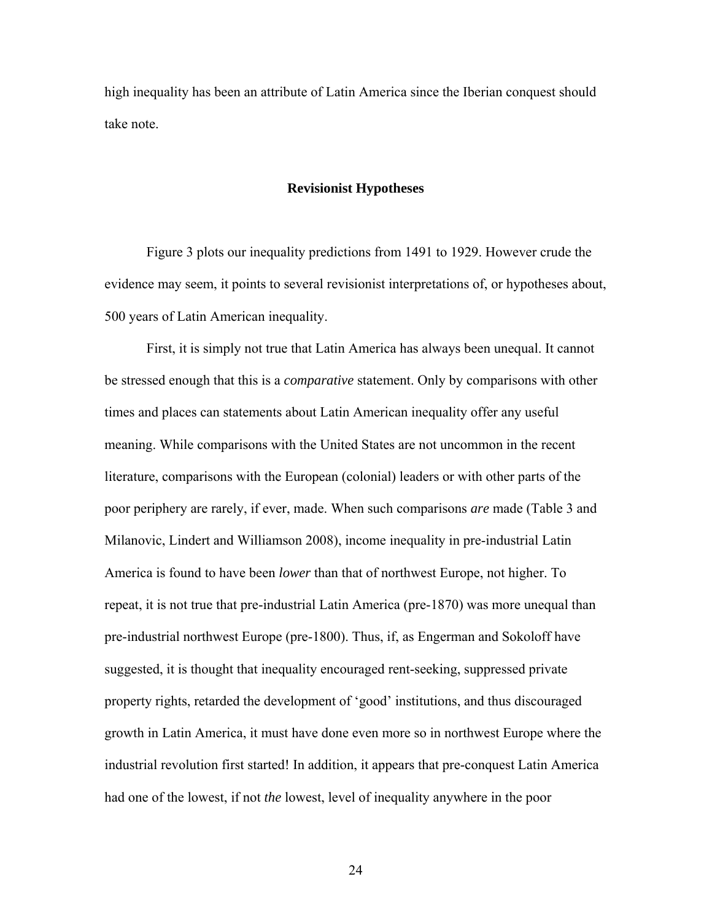high inequality has been an attribute of Latin America since the Iberian conquest should take note.

## Revisionist Hypotheses

Figure 3 plots our inequality predictions from 1491 to 1929. However crude the evidence may seem, it points to several revisionist interpretations of, or hypotheses about, 500 years of Latin American inequality.

First, it is simply not true that Latin America has always been unequal. It cannot be stressed enough that this is a *comparative* statement. Only by comparisons with other times and places can statements about Latin American inequality offer any useful meaning. While comparisons with the United States are not uncommon in the recent literature, comparisons with the European (colonial) leaders or with other parts of the poor periphery are rarely, if ever, made. When such comparisons *are* made (Table 3 and Milanovic, Lindert and Williamson 2008), income inequality in pre-industrial Latin America is found to have been *lower* than that of northwest Europe, not higher. To repeat, it is not true that pre-industrial Latin America (pre-1870) was more unequal than pre-industrial northwest Europe (pre-1800). Thus, if, as Engerman and Sokoloff have suggested, it is thought that inequality encouraged rent-seeking, suppressed private property rights, retarded the development of 'good' institutions, and thus discouraged growth in Latin America, it must have done even more so in northwest Europe where the industrial revolution first started! In addition, it appears that pre-conquest Latin America had one of the lowest, if not *the* lowest, level of inequality anywhere in the poor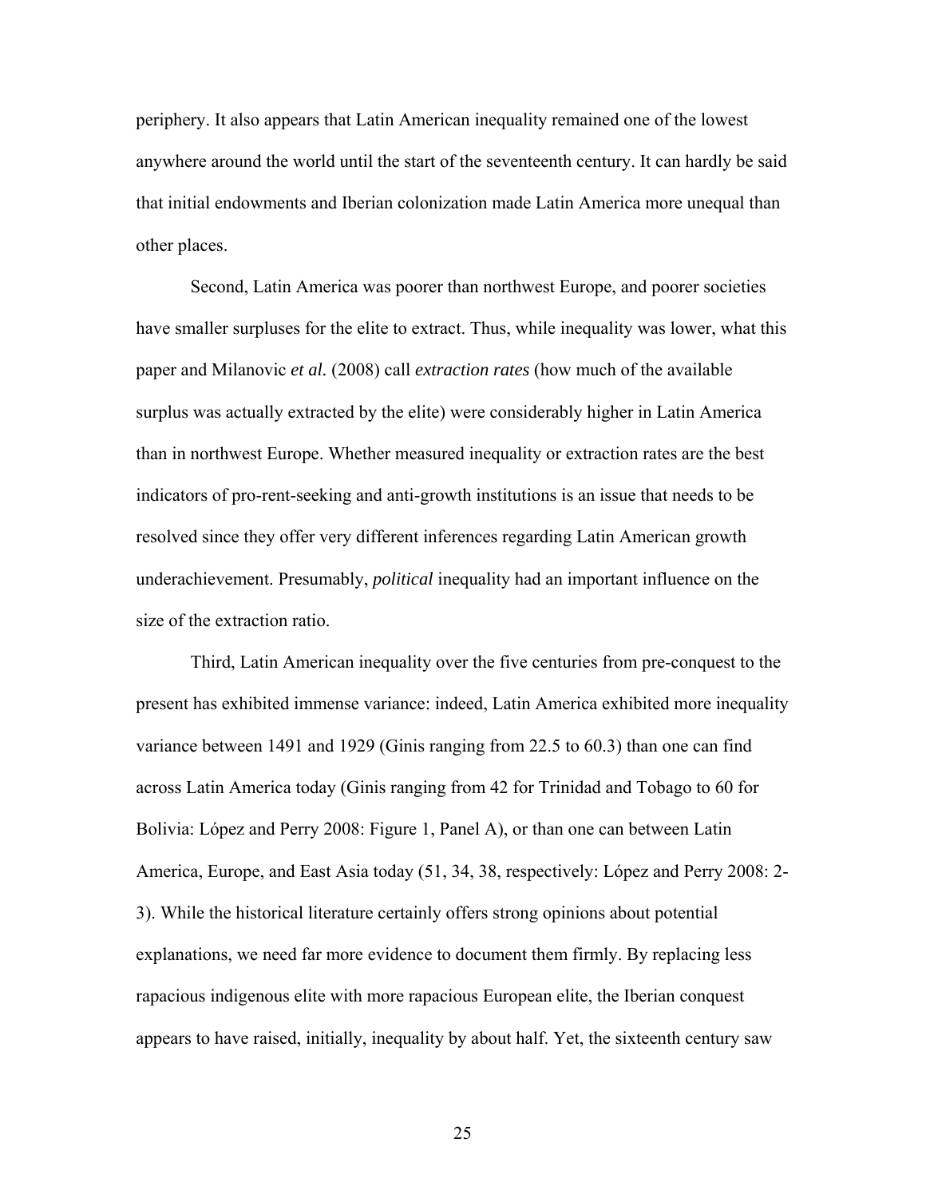periphery. It also appears that Latin American inequality remained one of the lowest anywhere around the world until the start of the seventeenth century. It can hardly be said that initial endowments and Iberian colonization made Latin America more unequal than other places.

Second, Latin America was poorer than northwest Europe, and poorer societies have smaller surpluses for the elite to extract. Thus, while inequality was lower, what this paper and Milanovic *et al.* (2008) call *extraction rates* (how much of the available surplus was actually extracted by the elite) were considerably higher in Latin America than in northwest Europe. Whether measured inequality or extraction rates are the best indicators of pro-rent-seeking and anti-growth institutions is an issue that needs to be resolved since they offer very different inferences regarding Latin American growth underachievement. Presumably, *political* inequality had an important influence on the size of the extraction ratio.

Third, Latin American inequality over the five centuries from pre-conquest to the present has exhibited immense variance: indeed, Latin America exhibited more inequality variance between 1491 and 1929 (Ginis ranging from 22.5 to 60.3) than one can find across Latin America today (Ginis ranging from 42 for Trinidad and Tobago to 60 for Bolivia: López and Perry 2008: Figure 1, Panel A), or than one can between Latin America, Europe, and East Asia today (51, 34, 38, respectively: López and Perry 2008: 2-3). While the historical literature certainly offers strong opinions about potential explanations, we need far more evidence to document them firmly. By replacing less rapacious indigenous elite with more rapacious European elite, the Iberian conquest appears to have raised, initially, inequality by about half. Yet, the sixteenth century saw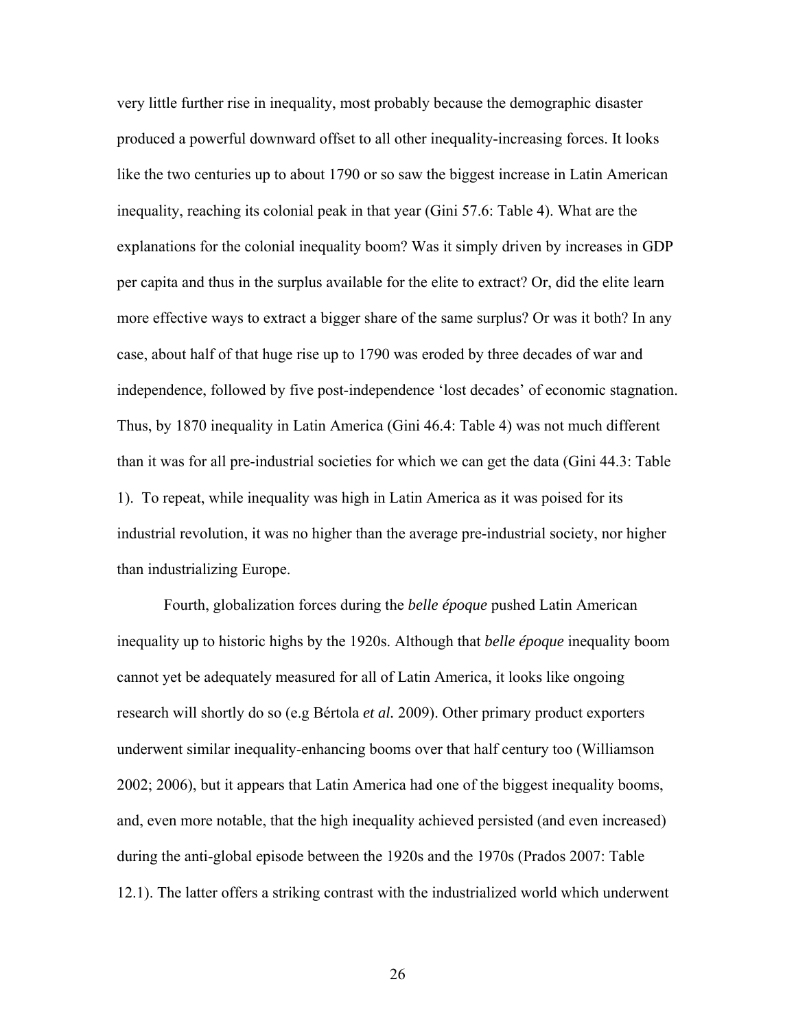very little further rise in inequality, most probably because the demographic disaster produced a powerful downward offset to all other inequality-increasing forces. It looks like the two centuries up to about 1790 or so saw the biggest increase in Latin American inequality, reaching its colonial peak in that year (Gini 57.6: Table 4). What are the explanations for the colonial inequality boom? Was it simply driven by increases in GDP per capita and thus in the surplus available for the elite to extract? Or, did the elite learn more effective ways to extract a bigger share of the same surplus? Or was it both? In any case, about half of that huge rise up to 1790 was eroded by three decades of war and independence, followed by five post-independence 'lost decades' of economic stagnation. Thus, by 1870 inequality in Latin America (Gini 46.4: Table 4) was not much different than it was for all pre-industrial societies for which we can get the data (Gini 44.3: Table 1). To repeat, while inequality was high in Latin America as it was poised for its industrial revolution, it was no higher than the average pre-industrial society, nor higher than industrializing Europe.

Fourth, globalization forces during the *belle époque* pushed Latin American inequality up to historic highs by the 1920s. Although that *belle époque* inequality boom cannot yet be adequately measured for all of Latin America, it looks like ongoing research will shortly do so (e.g Bértola *et al.* 2009). Other primary product exporters underwent similar inequality-enhancing booms over that half century too (Williamson 2002; 2006), but it appears that Latin America had one of the biggest inequality booms, and, even more notable, that the high inequality achieved persisted (and even increased) during the anti-global episode between the 1920s and the 1970s (Prados 2007: Table 12.1). The latter offers a striking contrast with the industrialized world which underwent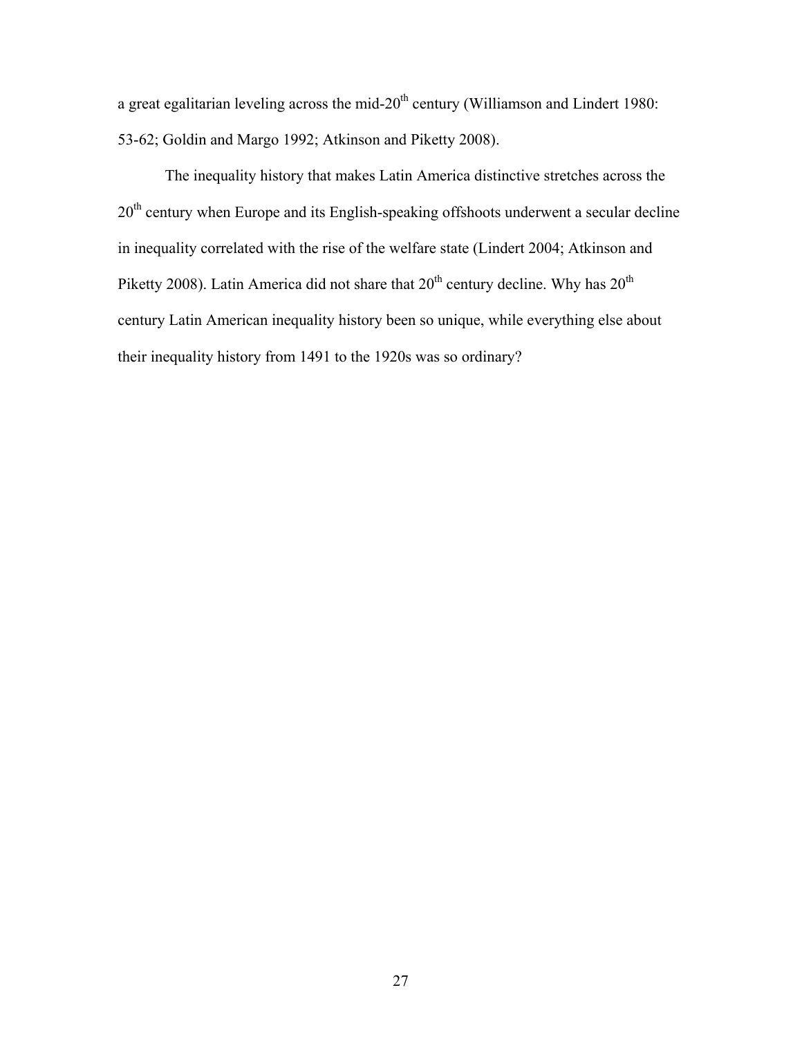a great egalitarian leveling across the mid-20th century (Williamson and Lindert 1980: 53-62; Goldin and Margo 1992; Atkinson and Piketty 2008).

The inequality history that makes Latin America distinctive stretches across the 20th century when Europe and its English-speaking offshoots underwent a secular decline in inequality correlated with the rise of the welfare state (Lindert 2004; Atkinson and Piketty 2008). Latin America did not share that 20th century decline. Why has 20th century Latin American inequality history been so unique, while everything else about their inequality history from 1491 to the 1920s was so ordinary?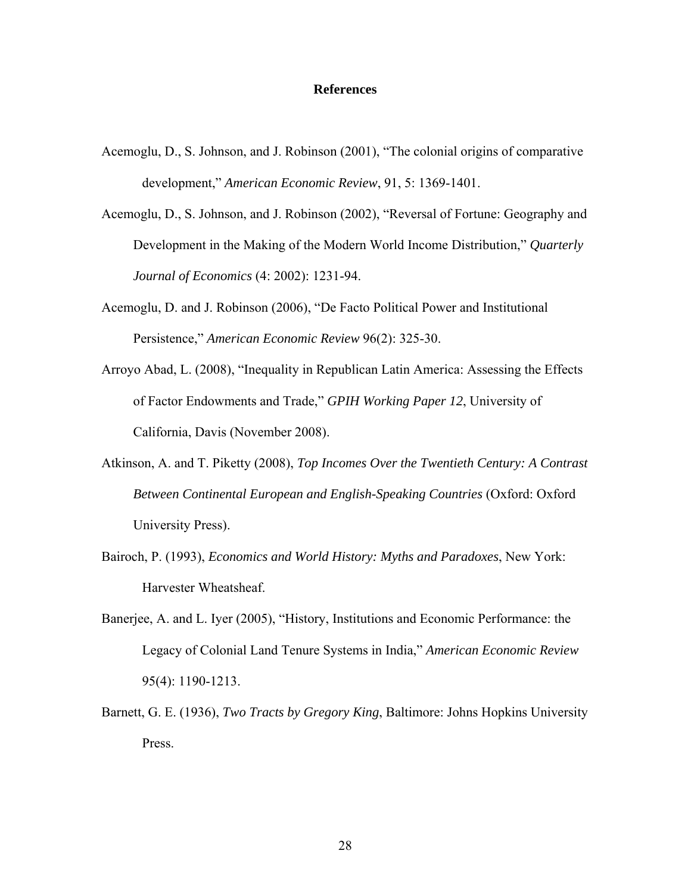## References

Acemoglu, D., S. Johnson, and J. Robinson (2001), "The colonial origins of comparative development," *American Economic Review*, 91, 5: 1369-1401.

Acemoglu, D., S. Johnson, and J. Robinson (2002), "Reversal of Fortune: Geography and Development in the Making of the Modern World Income Distribution," *Quarterly Journal of Economics* (4: 2002): 1231-94.

Acemoglu, D. and J. Robinson (2006), "De Facto Political Power and Institutional Persistence," *American Economic Review* 96(2): 325-30.

Arroyo Abad, L. (2008), "Inequality in Republican Latin America: Assessing the Effects of Factor Endowments and Trade," *GPIH Working Paper 12*, University of California, Davis (November 2008).

Atkinson, A. and T. Piketty (2008), *Top Incomes Over the Twentieth Century: A Contrast Between Continental European and English-Speaking Countries* (Oxford: Oxford University Press).

Bairoch, P. (1993), *Economics and World History: Myths and Paradoxes*, New York: Harvester Wheatsheaf.

Banerjee, A. and L. Iyer (2005), "History, Institutions and Economic Performance: the Legacy of Colonial Land Tenure Systems in India," *American Economic Review* 95(4): 1190-1213.

Barnett, G. E. (1936), *Two Tracts by Gregory King*, Baltimore: Johns Hopkins University Press.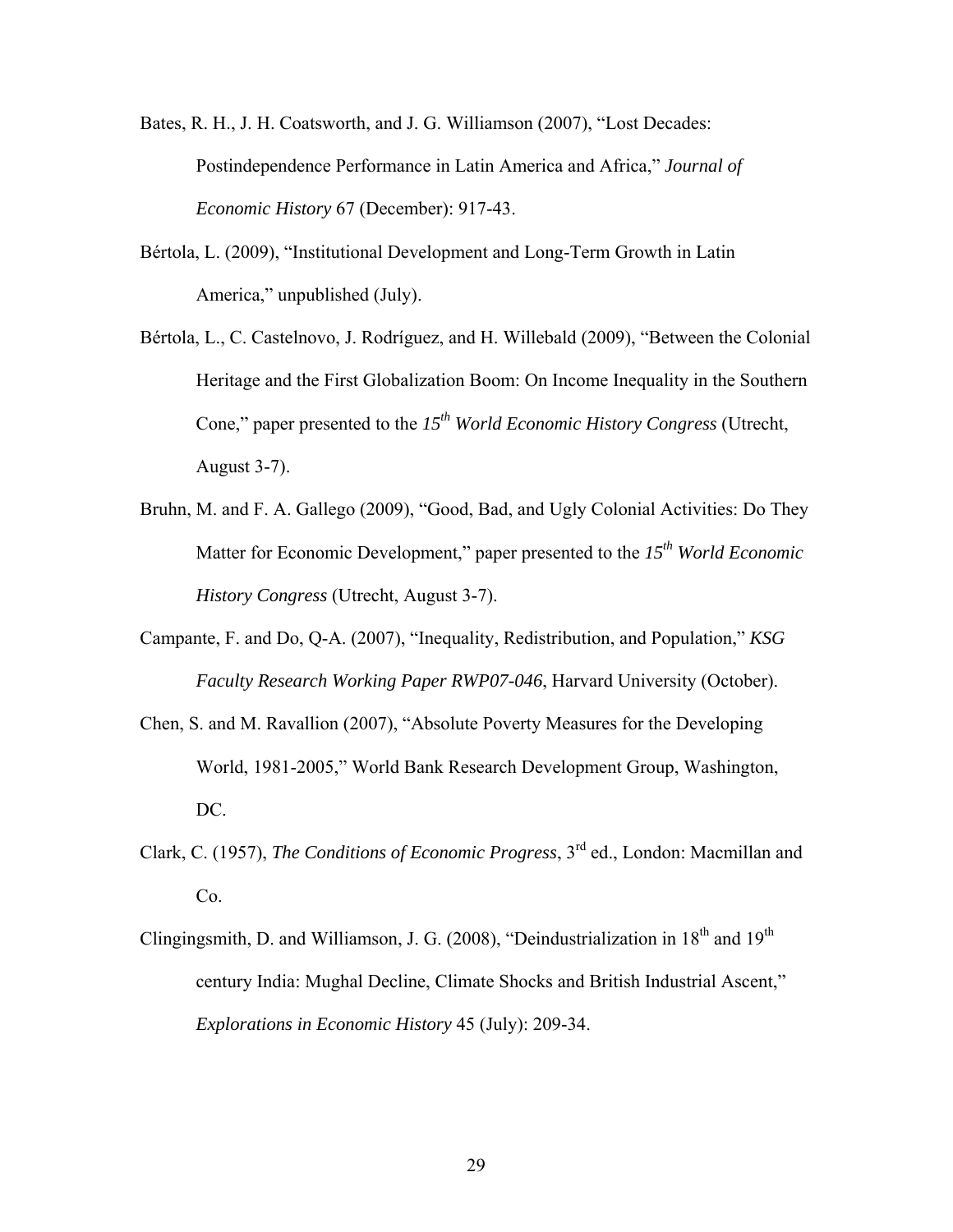Bates, R. H., J. H. Coatsworth, and J. G. Williamson (2007), "Lost Decades: Postindependence Performance in Latin America and Africa," *Journal of Economic History* 67 (December): 917-43.

Bértola, L. (2009), "Institutional Development and Long-Term Growth in Latin America," unpublished (July).

Bértola, L., C. Castelnovo, J. Rodríguez, and H. Willebald (2009), "Between the Colonial Heritage and the First Globalization Boom: On Income Inequality in the Southern Cone," paper presented to the *15th World Economic History Congress* (Utrecht, August 3-7).

Bruhn, M. and F. A. Gallego (2009), "Good, Bad, and Ugly Colonial Activities: Do They Matter for Economic Development," paper presented to the *15th World Economic History Congress* (Utrecht, August 3-7).

Campante, F. and Do, Q-A. (2007), "Inequality, Redistribution, and Population," *KSG Faculty Research Working Paper RWP07-046*, Harvard University (October).

Chen, S. and M. Ravallion (2007), "Absolute Poverty Measures for the Developing World, 1981-2005," World Bank Research Development Group, Washington, DC.

Clark, C. (1957), *The Conditions of Economic Progress*, 3rd ed., London: Macmillan and Co.

Clingingsmith, D. and Williamson, J. G. (2008), "Deindustrialization in 18th and 19th century India: Mughal Decline, Climate Shocks and British Industrial Ascent," *Explorations in Economic History* 45 (July): 209-34.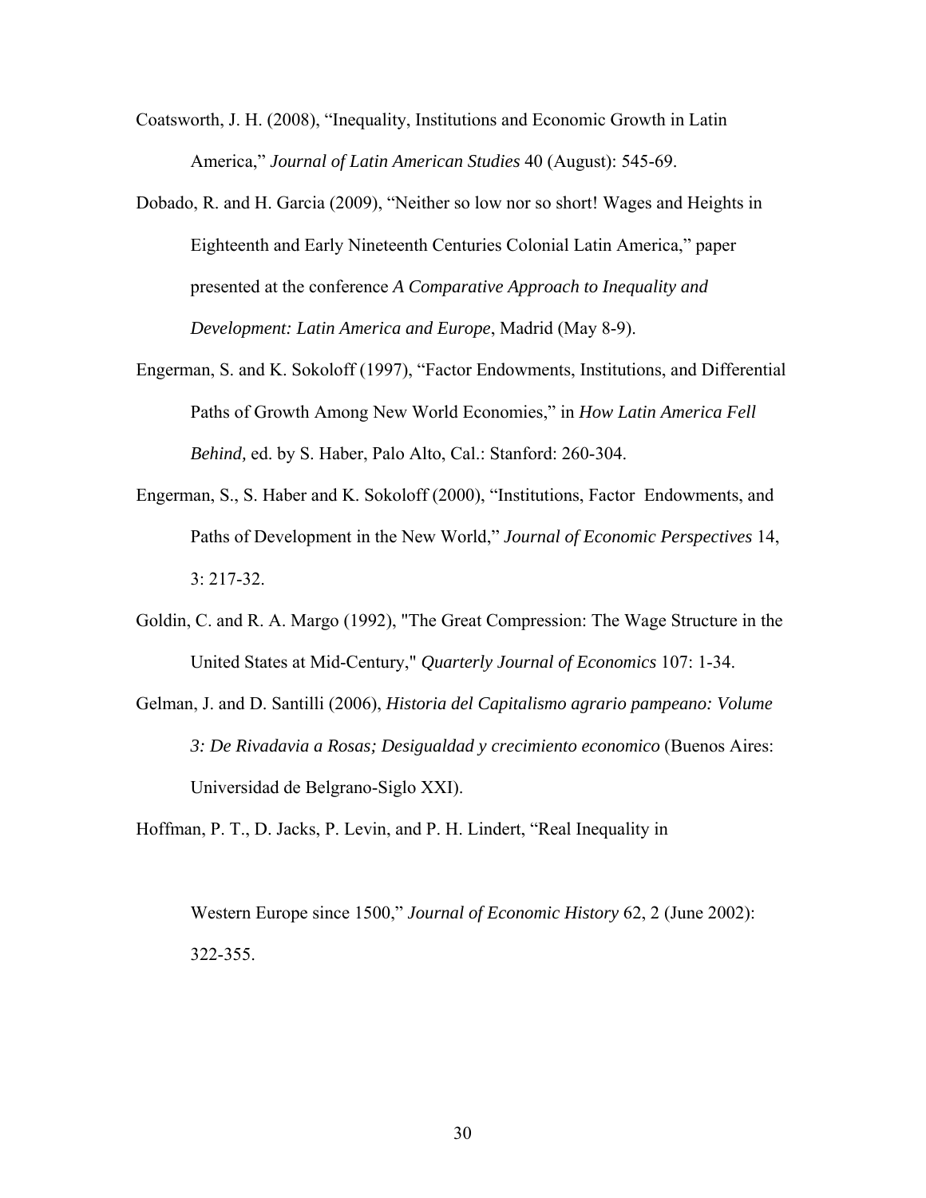Coatsworth, J. H. (2008), "Inequality, Institutions and Economic Growth in Latin America," *Journal of Latin American Studies* 40 (August): 545-69.

Dobado, R. and H. Garcia (2009), "Neither so low nor so short! Wages and Heights in Eighteenth and Early Nineteenth Centuries Colonial Latin America," paper presented at the conference *A Comparative Approach to Inequality and Development: Latin America and Europe*, Madrid (May 8-9).

Engerman, S. and K. Sokoloff (1997), "Factor Endowments, Institutions, and Differential Paths of Growth Among New World Economies," in *How Latin America Fell Behind,* ed. by S. Haber, Palo Alto, Cal.: Stanford: 260-304.

Engerman, S., S. Haber and K. Sokoloff (2000), "Institutions, Factor Endowments, and Paths of Development in the New World," *Journal of Economic Perspectives* 14, 3: 217-32.

Goldin, C. and R. A. Margo (1992), "The Great Compression: The Wage Structure in the United States at Mid-Century," *Quarterly Journal of Economics* 107: 1-34.

Gelman, J. and D. Santilli (2006), *Historia del Capitalismo agrario pampeano: Volume 3: De Rivadavia a Rosas; Desigualdad y crecimiento economico* (Buenos Aires: Universidad de Belgrano-Siglo XXI).

Hoffman, P. T., D. Jacks, P. Levin, and P. H. Lindert, "Real Inequality in Western Europe since 1500," *Journal of Economic History* 62, 2 (June 2002): 322-355.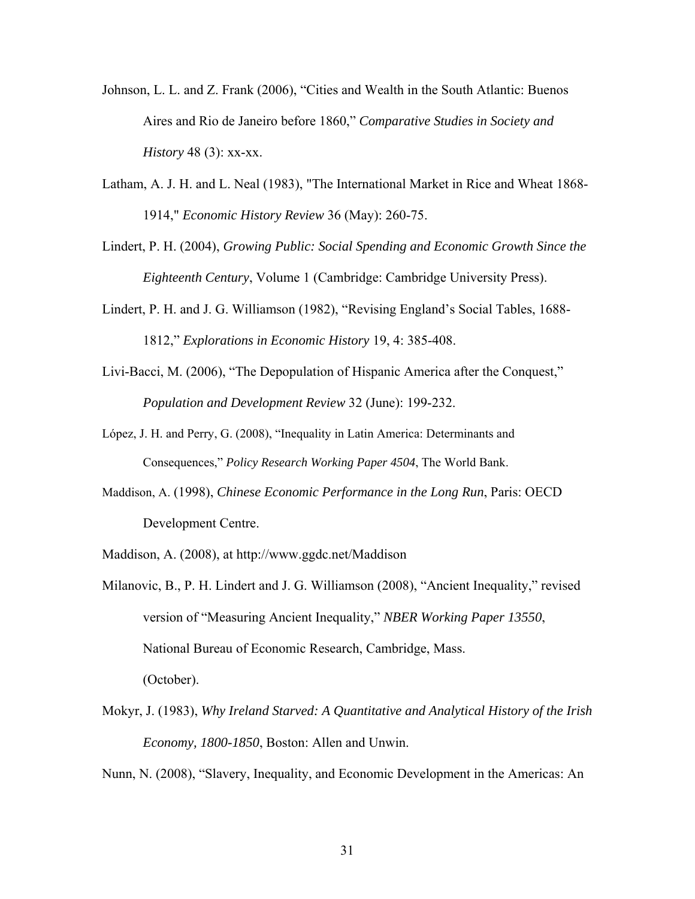Johnson, L. L. and Z. Frank (2006), "Cities and Wealth in the South Atlantic: Buenos Aires and Rio de Janeiro before 1860," *Comparative Studies in Society and History* 48 (3): xx-xx.

Latham, A. J. H. and L. Neal (1983), "The International Market in Rice and Wheat 1868-1914," *Economic History Review* 36 (May): 260-75.

Lindert, P. H. (2004), *Growing Public: Social Spending and Economic Growth Since the Eighteenth Century*, Volume 1 (Cambridge: Cambridge University Press).

Lindert, P. H. and J. G. Williamson (1982), "Revising England's Social Tables, 1688-1812," *Explorations in Economic History* 19, 4: 385-408.

Livi-Bacci, M. (2006), "The Depopulation of Hispanic America after the Conquest," *Population and Development Review* 32 (June): 199-232.

López, J. H. and Perry, G. (2008), "Inequality in Latin America: Determinants and Consequences," *Policy Research Working Paper 4504*, The World Bank.

Maddison, A. (1998), *Chinese Economic Performance in the Long Run*, Paris: OECD Development Centre.

Maddison, A. (2008), at http://www.ggdc.net/Maddison

Milanovic, B., P. H. Lindert and J. G. Williamson (2008), "Ancient Inequality," revised version of "Measuring Ancient Inequality," *NBER Working Paper 13550*, National Bureau of Economic Research, Cambridge, Mass. (October).

Mokyr, J. (1983), *Why Ireland Starved: A Quantitative and Analytical History of the Irish Economy, 1800-1850*, Boston: Allen and Unwin.

Nunn, N. (2008), "Slavery, Inequality, and Economic Development in the Americas: An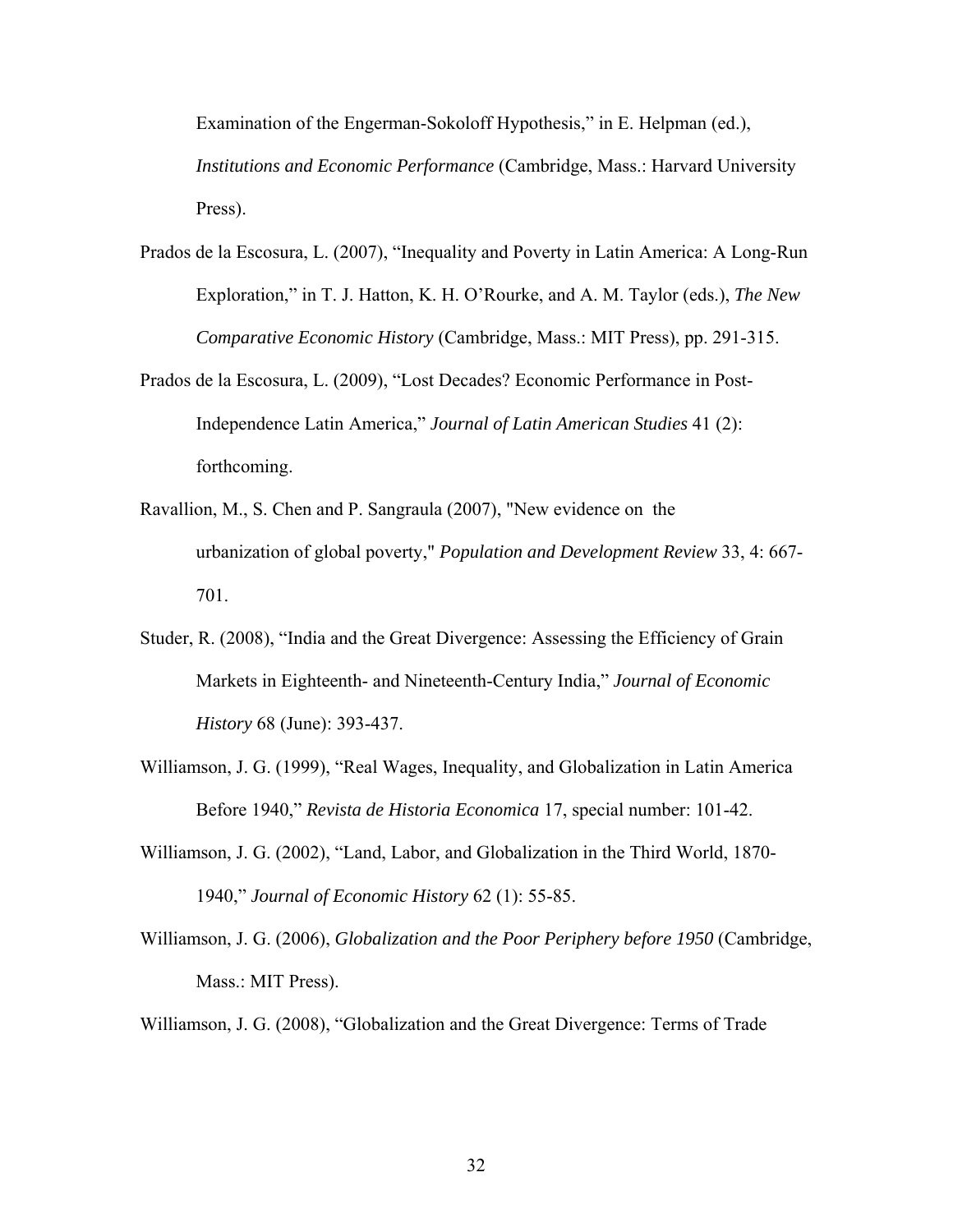Examination of the Engerman-Sokoloff Hypothesis," in E. Helpman (ed.), *Institutions and Economic Performance* (Cambridge, Mass.: Harvard University Press).

Prados de la Escosura, L. (2007), "Inequality and Poverty in Latin America: A Long-Run Exploration," in T. J. Hatton, K. H. O'Rourke, and A. M. Taylor (eds.), *The New Comparative Economic History* (Cambridge, Mass.: MIT Press), pp. 291-315.

Prados de la Escosura, L. (2009), "Lost Decades? Economic Performance in Post-Independence Latin America," *Journal of Latin American Studies* 41 (2): forthcoming.

Ravallion, M., S. Chen and P. Sangraula (2007), "New evidence on the urbanization of global poverty," *Population and Development Review* 33, 4: 667-701.

Studer, R. (2008), "India and the Great Divergence: Assessing the Efficiency of Grain Markets in Eighteenth- and Nineteenth-Century India," *Journal of Economic History* 68 (June): 393-437.

Williamson, J. G. (1999), "Real Wages, Inequality, and Globalization in Latin America Before 1940," *Revista de Historia Economica* 17, special number: 101-42.

Williamson, J. G. (2002), "Land, Labor, and Globalization in the Third World, 1870-1940," *Journal of Economic History* 62 (1): 55-85.

Williamson, J. G. (2006), *Globalization and the Poor Periphery before 1950* (Cambridge, Mass.: MIT Press).

Williamson, J. G. (2008), "Globalization and the Great Divergence: Terms of Trade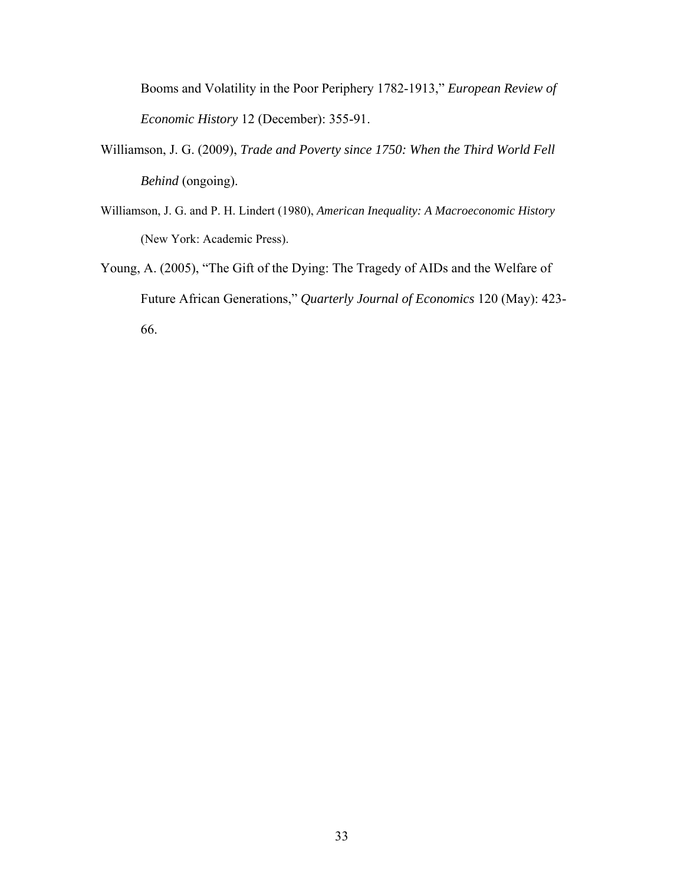Booms and Volatility in the Poor Periphery 1782-1913," *European Review of Economic History* 12 (December): 355-91.

Williamson, J. G. (2009), *Trade and Poverty since 1750: When the Third World Fell Behind* (ongoing).

Williamson, J. G. and P. H. Lindert (1980), *American Inequality: A Macroeconomic History* (New York: Academic Press).

Young, A. (2005), "The Gift of the Dying: The Tragedy of AIDs and the Welfare of Future African Generations," *Quarterly Journal of Economics* 120 (May): 423-66.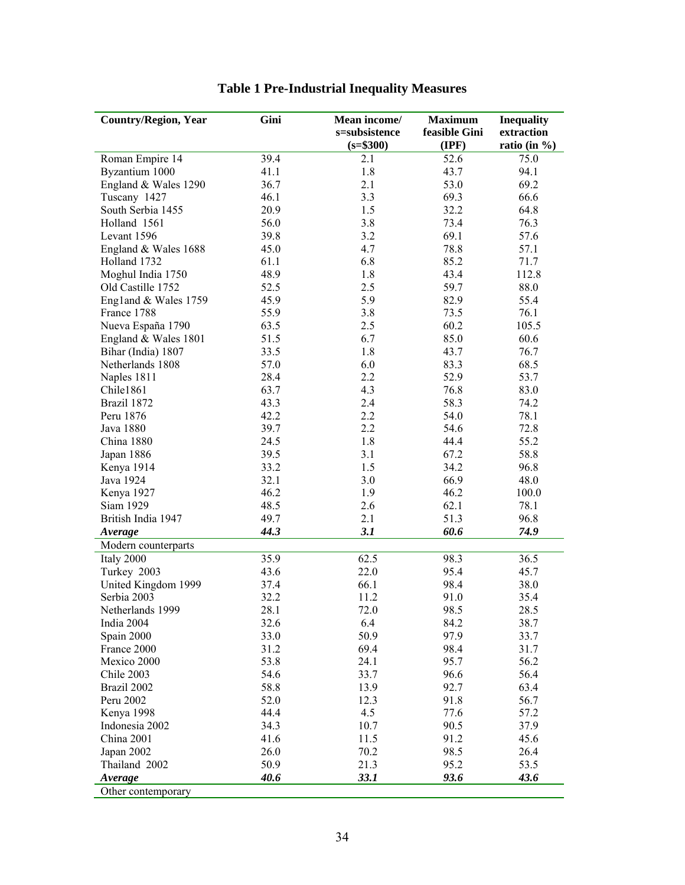# Table 1 Pre-Industrial Inequality Measures

| Country/Region, Year | Gini | Mean income/ s=subsistence (s=$300) | Maximum feasible Gini (IPF) | Inequality extraction ratio (in %) |
|---|---|---|---|---|
| Roman Empire 14 | 39.4 | 2.1 | 52.6 | 75.0 |
| Byzantium 1000 | 41.1 | 1.8 | 43.7 | 94.1 |
| England & Wales 1290 | 36.7 | 2.1 | 53.0 | 69.2 |
| Tuscany 1427 | 46.1 | 3.3 | 69.3 | 66.6 |
| South Serbia 1455 | 20.9 | 1.5 | 32.2 | 64.8 |
| Holland 1561 | 56.0 | 3.8 | 73.4 | 76.3 |
| Levant 1596 | 39.8 | 3.2 | 69.1 | 57.6 |
| England & Wales 1688 | 45.0 | 4.7 | 78.8 | 57.1 |
| Holland 1732 | 61.1 | 6.8 | 85.2 | 71.7 |
| Moghul India 1750 | 48.9 | 1.8 | 43.4 | 112.8 |
| Old Castille 1752 | 52.5 | 2.5 | 59.7 | 88.0 |
| Eng1and & Wales 1759 | 45.9 | 5.9 | 82.9 | 55.4 |
| France 1788 | 55.9 | 3.8 | 73.5 | 76.1 |
| Nueva España 1790 | 63.5 | 2.5 | 60.2 | 105.5 |
| England & Wales 1801 | 51.5 | 6.7 | 85.0 | 60.6 |
| Bihar (India) 1807 | 33.5 | 1.8 | 43.7 | 76.7 |
| Netherlands 1808 | 57.0 | 6.0 | 83.3 | 68.5 |
| Naples 1811 | 28.4 | 2.2 | 52.9 | 53.7 |
| Chile1861 | 63.7 | 4.3 | 76.8 | 83.0 |
| Brazil 1872 | 43.3 | 2.4 | 58.3 | 74.2 |
| Peru 1876 | 42.2 | 2.2 | 54.0 | 78.1 |
| Java 1880 | 39.7 | 2.2 | 54.6 | 72.8 |
| China 1880 | 24.5 | 1.8 | 44.4 | 55.2 |
| Japan 1886 | 39.5 | 3.1 | 67.2 | 58.8 |
| Kenya 1914 | 33.2 | 1.5 | 34.2 | 96.8 |
| Java 1924 | 32.1 | 3.0 | 66.9 | 48.0 |
| Kenya 1927 | 46.2 | 1.9 | 46.2 | 100.0 |
| Siam 1929 | 48.5 | 2.6 | 62.1 | 78.1 |
| British India 1947 | 49.7 | 2.1 | 51.3 | 96.8 |
| ***Average*** | ***44.3*** | ***3.1*** | ***60.6*** | ***74.9*** |
| Modern counterparts | | | | |
| Italy 2000 | 35.9 | 62.5 | 98.3 | 36.5 |
| Turkey 2003 | 43.6 | 22.0 | 95.4 | 45.7 |
| United Kingdom 1999 | 37.4 | 66.1 | 98.4 | 38.0 |
| Serbia 2003 | 32.2 | 11.2 | 91.0 | 35.4 |
| Netherlands 1999 | 28.1 | 72.0 | 98.5 | 28.5 |
| India 2004 | 32.6 | 6.4 | 84.2 | 38.7 |
| Spain 2000 | 33.0 | 50.9 | 97.9 | 33.7 |
| France 2000 | 31.2 | 69.4 | 98.4 | 31.7 |
| Mexico 2000 | 53.8 | 24.1 | 95.7 | 56.2 |
| Chile 2003 | 54.6 | 33.7 | 96.6 | 56.4 |
| Brazil 2002 | 58.8 | 13.9 | 92.7 | 63.4 |
| Peru 2002 | 52.0 | 12.3 | 91.8 | 56.7 |
| Kenya 1998 | 44.4 | 4.5 | 77.6 | 57.2 |
| Indonesia 2002 | 34.3 | 10.7 | 90.5 | 37.9 |
| China 2001 | 41.6 | 11.5 | 91.2 | 45.6 |
| Japan 2002 | 26.0 | 70.2 | 98.5 | 26.4 |
| Thailand 2002 | 50.9 | 21.3 | 95.2 | 53.5 |
| ***Average*** | ***40.6*** | ***33.1*** | ***93.6*** | ***43.6*** |
| Other contemporary | | | | |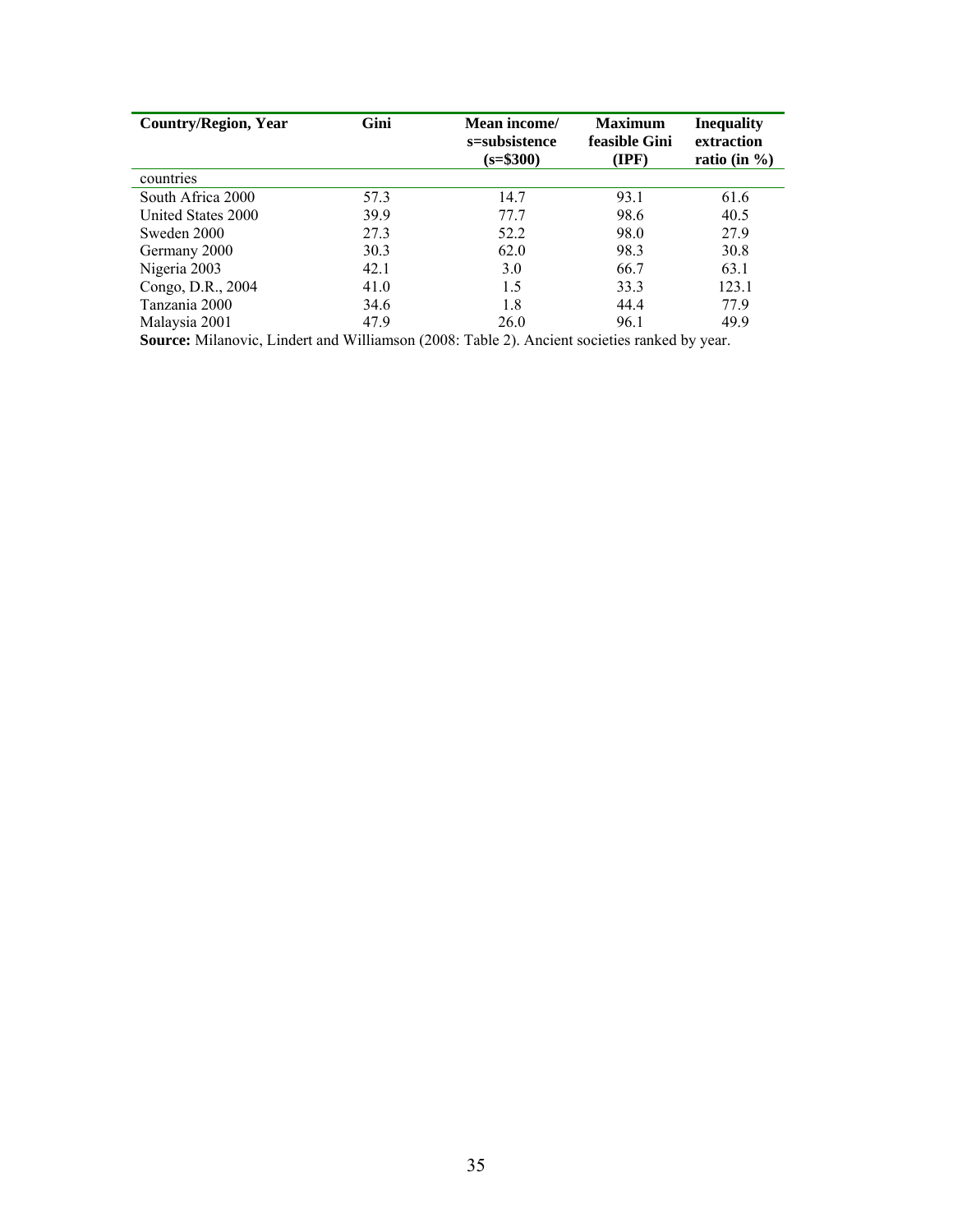| Country/Region, Year | Gini | Mean income/ s=subsistence (s=$300) | Maximum feasible Gini (IPF) | Inequality extraction ratio (in %) |
|---|---|---|---|---|
| countries | | | | |
| South Africa 2000 | 57.3 | 14.7 | 93.1 | 61.6 |
| United States 2000 | 39.9 | 77.7 | 98.6 | 40.5 |
| Sweden 2000 | 27.3 | 52.2 | 98.0 | 27.9 |
| Germany 2000 | 30.3 | 62.0 | 98.3 | 30.8 |
| Nigeria 2003 | 42.1 | 3.0 | 66.7 | 63.1 |
| Congo, D.R., 2004 | 41.0 | 1.5 | 33.3 | 123.1 |
| Tanzania 2000 | 34.6 | 1.8 | 44.4 | 77.9 |
| Malaysia 2001 | 47.9 | 26.0 | 96.1 | 49.9 |

**Source:** Milanovic, Lindert and Williamson (2008: Table 2). Ancient societies ranked by year.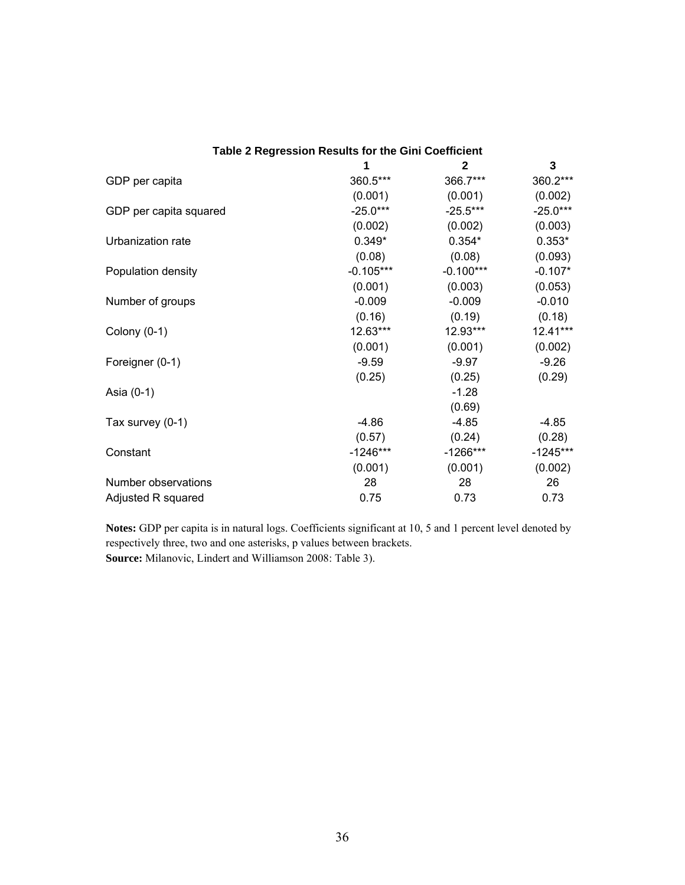**Table 2 Regression Results for the Gini Coefficient**

| | 1 | 2 | 3 |
|---|---|---|---|
| GDP per capita | 360.5*** | 366.7*** | 360.2*** |
| | (0.001) | (0.001) | (0.002) |
| GDP per capita squared | -25.0*** | -25.5*** | -25.0*** |
| | (0.002) | (0.002) | (0.003) |
| Urbanization rate | 0.349* | 0.354* | 0.353* |
| | (0.08) | (0.08) | (0.093) |
| Population density | -0.105*** | -0.100*** | -0.107* |
| | (0.001) | (0.003) | (0.053) |
| Number of groups | -0.009 | -0.009 | -0.010 |
| | (0.16) | (0.19) | (0.18) |
| Colony (0-1) | 12.63*** | 12.93*** | 12.41*** |
| | (0.001) | (0.001) | (0.002) |
| Foreigner (0-1) | -9.59 | -9.97 | -9.26 |
| | (0.25) | (0.25) | (0.29) |
| Asia (0-1) | | -1.28 | |
| | | (0.69) | |
| Tax survey (0-1) | -4.86 | -4.85 | -4.85 |
| | (0.57) | (0.24) | (0.28) |
| Constant | -1246*** | -1266*** | -1245*** |
| | (0.001) | (0.001) | (0.002) |
| Number observations | 28 | 28 | 26 |
| Adjusted R squared | 0.75 | 0.73 | 0.73 |

**Notes:** GDP per capita is in natural logs. Coefficients significant at 10, 5 and 1 percent level denoted by respectively three, two and one asterisks, p values between brackets.
**Source:** Milanovic, Lindert and Williamson 2008: Table 3).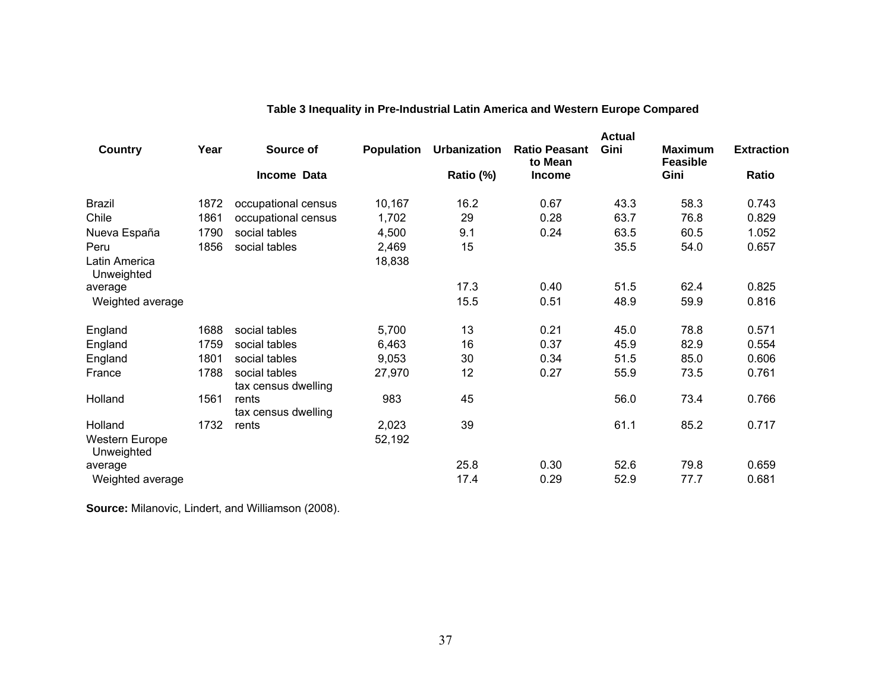**Table 3 Inequality in Pre-Industrial Latin America and Western Europe Compared**

| Country | Year | Source of Income Data | Population | Urbanization Ratio (%) | Ratio Peasant to Mean Income | Actual Gini | Maximum Feasible Gini | Extraction Ratio |
|---|---|---|---|---|---|---|---|---|
| Brazil | 1872 | occupational census | 10,167 | 16.2 | 0.67 | 43.3 | 58.3 | 0.743 |
| Chile | 1861 | occupational census | 1,702 | 29 | 0.28 | 63.7 | 76.8 | 0.829 |
| Nueva España | 1790 | social tables | 4,500 | 9.1 | 0.24 | 63.5 | 60.5 | 1.052 |
| Peru | 1856 | social tables | 2,469 | 15 | | 35.5 | 54.0 | 0.657 |
| Latin America | | | 18,838 | | | | | |
| Unweighted average | | | | 17.3 | 0.40 | 51.5 | 62.4 | 0.825 |
| Weighted average | | | | 15.5 | 0.51 | 48.9 | 59.9 | 0.816 |
| | | | | | | | | |
| England | 1688 | social tables | 5,700 | 13 | 0.21 | 45.0 | 78.8 | 0.571 |
| England | 1759 | social tables | 6,463 | 16 | 0.37 | 45.9 | 82.9 | 0.554 |
| England | 1801 | social tables | 9,053 | 30 | 0.34 | 51.5 | 85.0 | 0.606 |
| France | 1788 | social tables | 27,970 | 12 | 0.27 | 55.9 | 73.5 | 0.761 |
| Holland | 1561 | tax census dwelling rents | 983 | 45 | | 56.0 | 73.4 | 0.766 |
| Holland | 1732 | tax census dwelling rents | 2,023 | 39 | | 61.1 | 85.2 | 0.717 |
| Western Europe | | | 52,192 | | | | | |
| Unweighted average | | | | 25.8 | 0.30 | 52.6 | 79.8 | 0.659 |
| Weighted average | | | | 17.4 | 0.29 | 52.9 | 77.7 | 0.681 |

**Source:** Milanovic, Lindert, and Williamson (2008).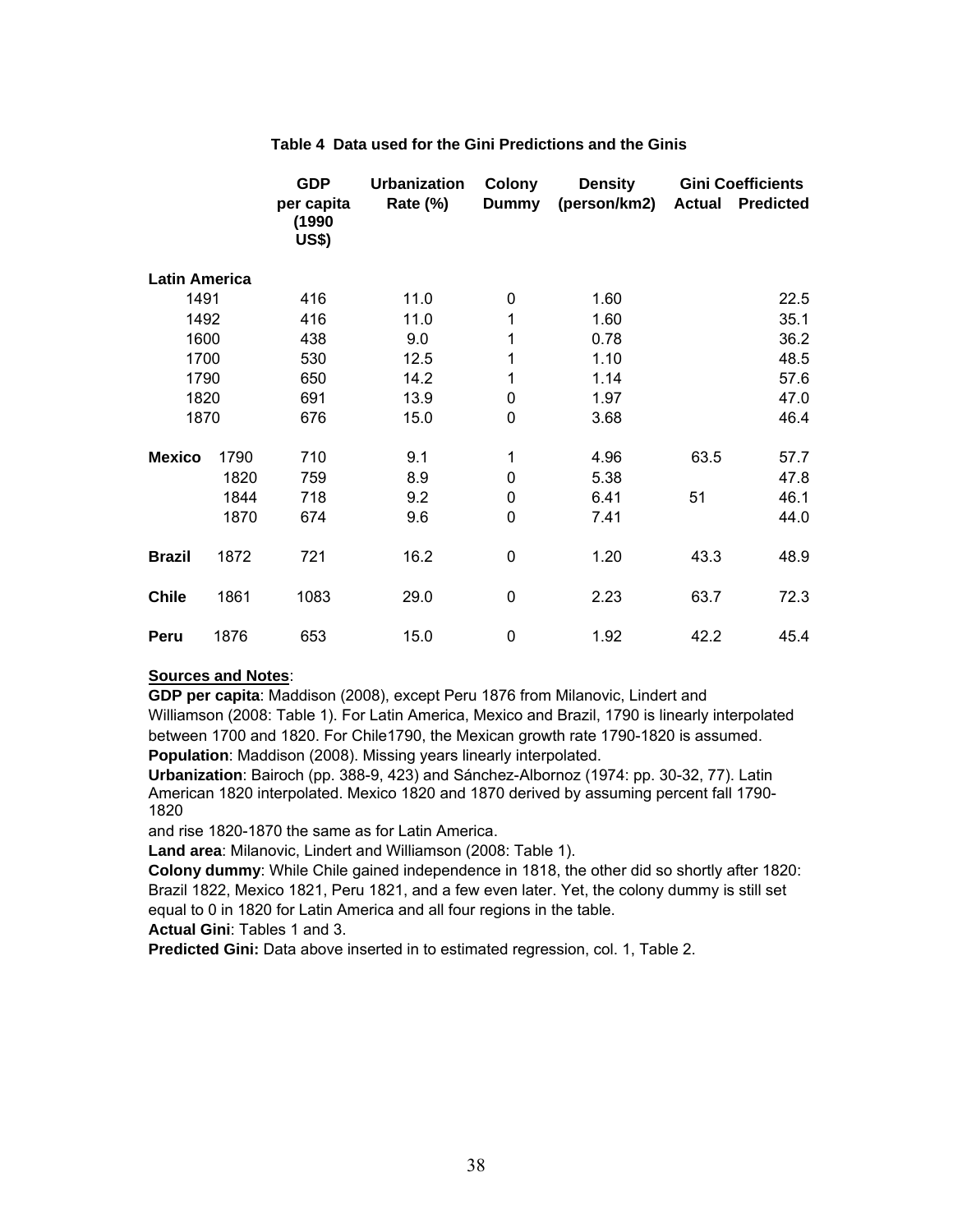**Table 4 Data used for the Gini Predictions and the Ginis**

| | | GDP per capita (1990 US$) | Urbanization Rate (%) | Colony Dummy | Density (person/km2) | Gini Coefficients | |
|---|---|---|---|---|---|---|---|
| | | | | | | Actual | Predicted |
| **Latin America** | | | | | | | |
| 1491 | | 416 | 11.0 | 0 | 1.60 | | 22.5 |
| 1492 | | 416 | 11.0 | 1 | 1.60 | | 35.1 |
| 1600 | | 438 | 9.0 | 1 | 0.78 | | 36.2 |
| 1700 | | 530 | 12.5 | 1 | 1.10 | | 48.5 |
| 1790 | | 650 | 14.2 | 1 | 1.14 | | 57.6 |
| 1820 | | 691 | 13.9 | 0 | 1.97 | | 47.0 |
| 1870 | | 676 | 15.0 | 0 | 3.68 | | 46.4 |
| **Mexico** | 1790 | 710 | 9.1 | 1 | 4.96 | 63.5 | 57.7 |
| | 1820 | 759 | 8.9 | 0 | 5.38 | | 47.8 |
| | 1844 | 718 | 9.2 | 0 | 6.41 | 51 | 46.1 |
| | 1870 | 674 | 9.6 | 0 | 7.41 | | 44.0 |
| **Brazil** | 1872 | 721 | 16.2 | 0 | 1.20 | 43.3 | 48.9 |
| **Chile** | 1861 | 1083 | 29.0 | 0 | 2.23 | 63.7 | 72.3 |
| **Peru** | 1876 | 653 | 15.0 | 0 | 1.92 | 42.2 | 45.4 |

**Sources and Notes**:

**GDP per capita**: Maddison (2008), except Peru 1876 from Milanovic, Lindert and Williamson (2008: Table 1). For Latin America, Mexico and Brazil, 1790 is linearly interpolated between 1700 and 1820. For Chile1790, the Mexican growth rate 1790-1820 is assumed.

**Population**: Maddison (2008). Missing years linearly interpolated.

**Urbanization**: Bairoch (pp. 388-9, 423) and Sánchez-Albornoz (1974: pp. 30-32, 77). Latin American 1820 interpolated. Mexico 1820 and 1870 derived by assuming percent fall 1790-1820 and rise 1820-1870 the same as for Latin America.

**Land area**: Milanovic, Lindert and Williamson (2008: Table 1).

**Colony dummy**: While Chile gained independence in 1818, the other did so shortly after 1820: Brazil 1822, Mexico 1821, Peru 1821, and a few even later. Yet, the colony dummy is still set equal to 0 in 1820 for Latin America and all four regions in the table.

**Actual Gini**: Tables 1 and 3.

**Predicted Gini:** Data above inserted in to estimated regression, col. 1, Table 2.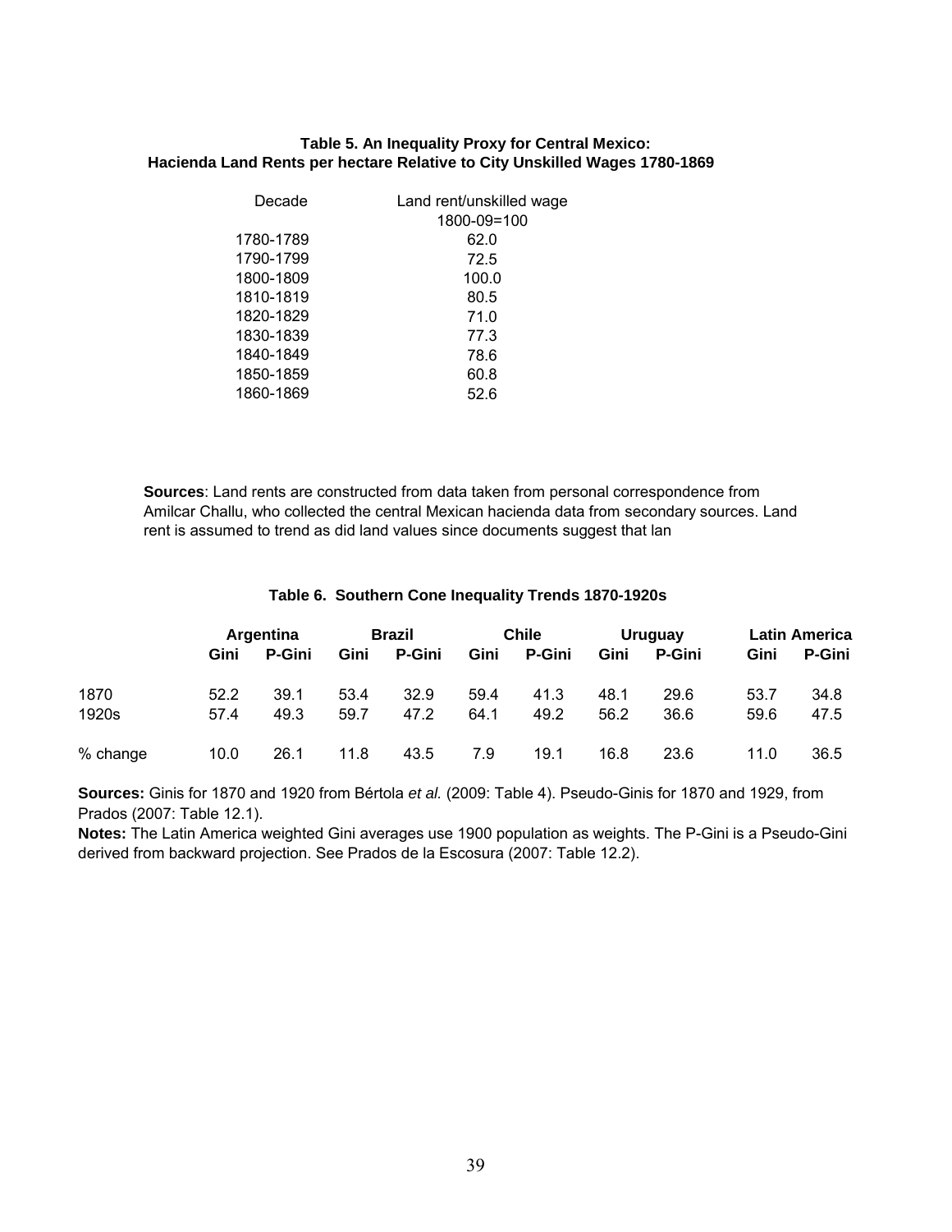**Table 5. An Inequality Proxy for Central Mexico: Hacienda Land Rents per hectare Relative to City Unskilled Wages 1780-1869**

| Decade | Land rent/unskilled wage 1800-09=100 |
|---|---|
| 1780-1789 | 62.0 |
| 1790-1799 | 72.5 |
| 1800-1809 | 100.0 |
| 1810-1819 | 80.5 |
| 1820-1829 | 71.0 |
| 1830-1839 | 77.3 |
| 1840-1849 | 78.6 |
| 1850-1859 | 60.8 |
| 1860-1869 | 52.6 |

**Sources**: Land rents are constructed from data taken from personal correspondence from Amilcar Challu, who collected the central Mexican hacienda data from secondary sources. Land rent is assumed to trend as did land values since documents suggest that lan

**Table 6. Southern Cone Inequality Trends 1870-1920s**

| | Argentina | | Brazil | | Chile | | Uruguay | | Latin America | |
|---|---|---|---|---|---|---|---|---|---|---|
| | Gini | P-Gini | Gini | P-Gini | Gini | P-Gini | Gini | P-Gini | Gini | P-Gini |
| 1870 | 52.2 | 39.1 | 53.4 | 32.9 | 59.4 | 41.3 | 48.1 | 29.6 | 53.7 | 34.8 |
| 1920s | 57.4 | 49.3 | 59.7 | 47.2 | 64.1 | 49.2 | 56.2 | 36.6 | 59.6 | 47.5 |
| % change | 10.0 | 26.1 | 11.8 | 43.5 | 7.9 | 19.1 | 16.8 | 23.6 | 11.0 | 36.5 |

**Sources:** Ginis for 1870 and 1920 from Bértola *et al.* (2009: Table 4). Pseudo-Ginis for 1870 and 1929, from Prados (2007: Table 12.1).

**Notes:** The Latin America weighted Gini averages use 1900 population as weights. The P-Gini is a Pseudo-Gini derived from backward projection. See Prados de la Escosura (2007: Table 12.2).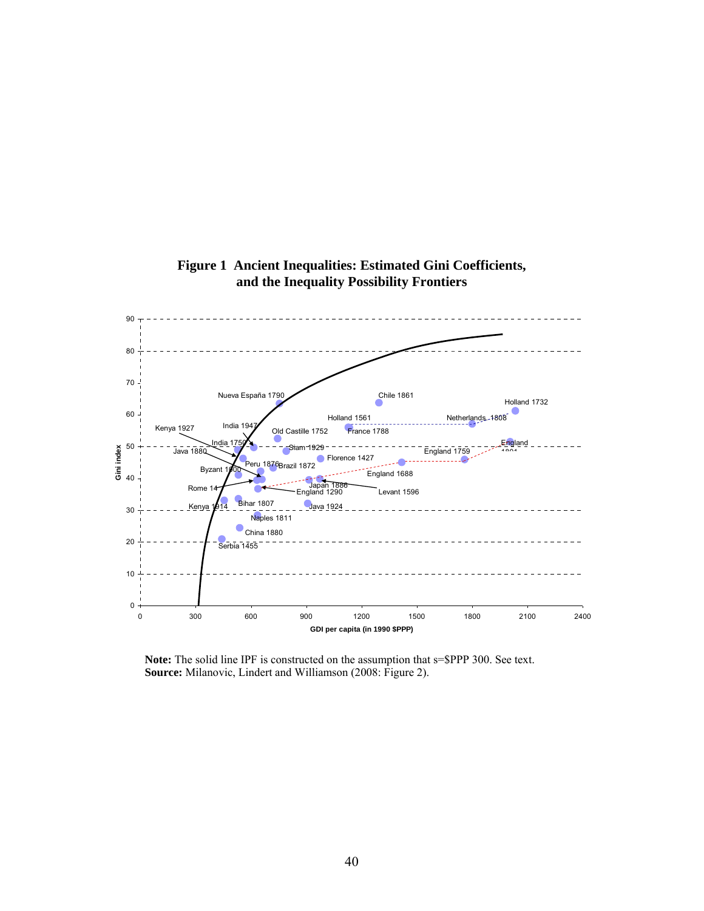**Figure 1 Ancient Inequalities: Estimated Gini Coefficients, and the Inequality Possibility Frontiers**

**Note:** The solid line IPF is constructed on the assumption that s=$PPP 300. See text.
**Source:** Milanovic, Lindert and Williamson (2008: Figure 2).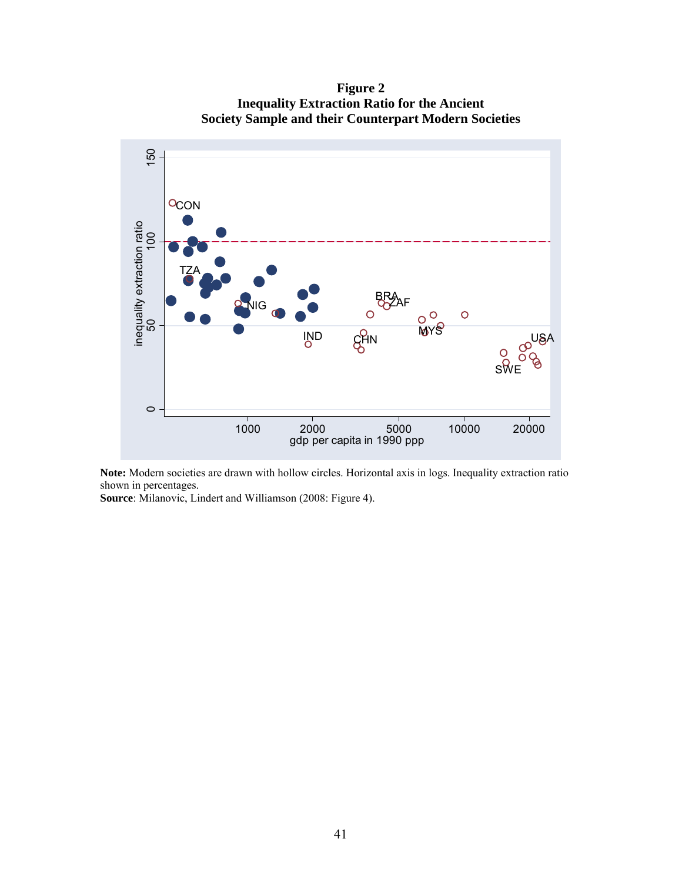**Figure 2**
**Inequality Extraction Ratio for the Ancient Society Sample and their Counterpart Modern Societies**

**Note:** Modern societies are drawn with hollow circles. Horizontal axis in logs. Inequality extraction ratio shown in percentages.
**Source**: Milanovic, Lindert and Williamson (2008: Figure 4).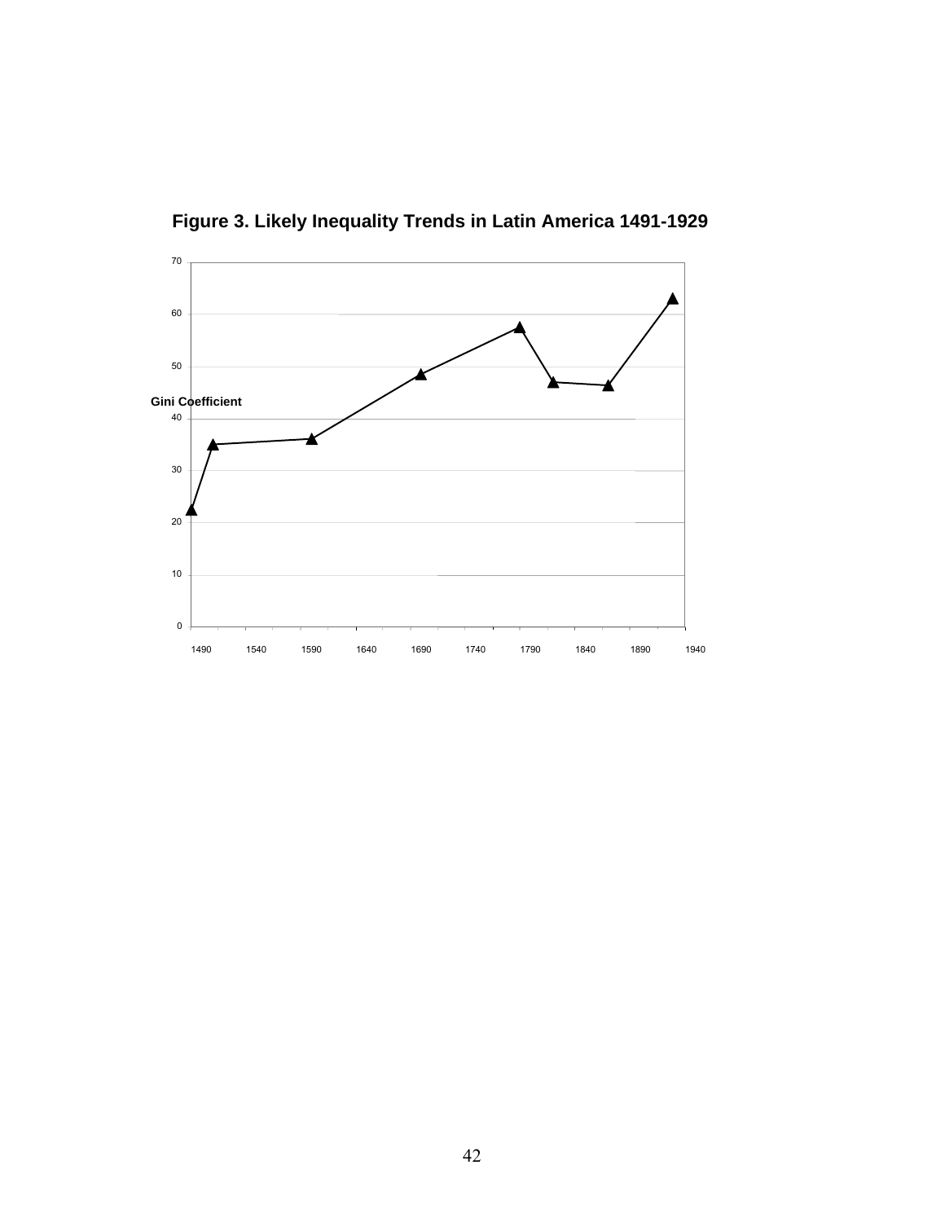**Figure 3. Likely Inequality Trends in Latin America 1491-1929**

Gini Coefficient

70
60
50
40
30
20
10
0

1490 1540 1590 1640 1690 1740 1790 1840 1890 1940